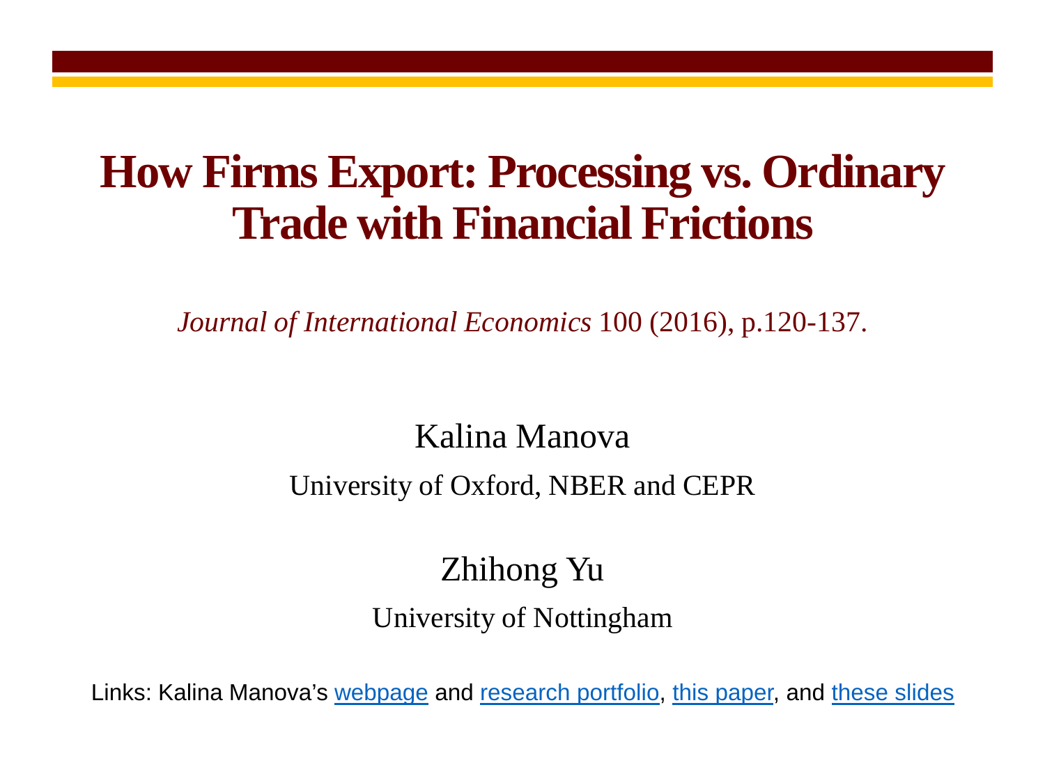# How Firms Export: Processing vs. Ordinary Trade with Financial Frictions

*Journal of International Economics* 100 (2016), p.120-137.

Kalina Manova

University of Oxford, NBER and CEPR

Zhihong Yu

University of Nottingham

Links: Kalina Manova's webpage and research portfolio, this paper, and these slides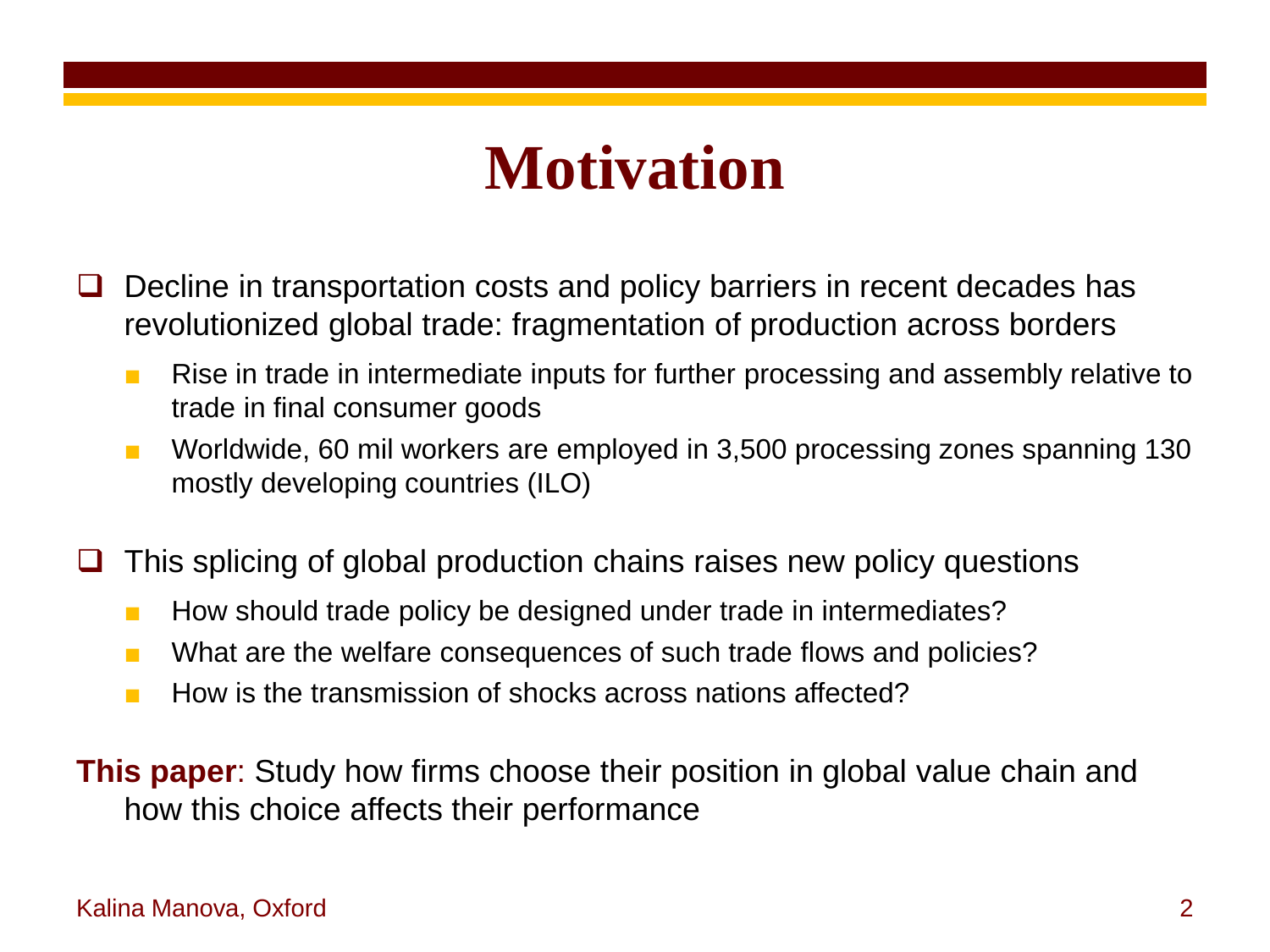# Motivation

- Decline in transportation costs and policy barriers in recent decades has revolutionized global trade: fragmentation of production across borders
  - Rise in trade in intermediate inputs for further processing and assembly relative to trade in final consumer goods
  - Worldwide, 60 mil workers are employed in 3,500 processing zones spanning 130 mostly developing countries (ILO)

- This splicing of global production chains raises new policy questions
  - How should trade policy be designed under trade in intermediates?
  - What are the welfare consequences of such trade flows and policies?
  - How is the transmission of shocks across nations affected?

**This paper**: Study how firms choose their position in global value chain and how this choice affects their performance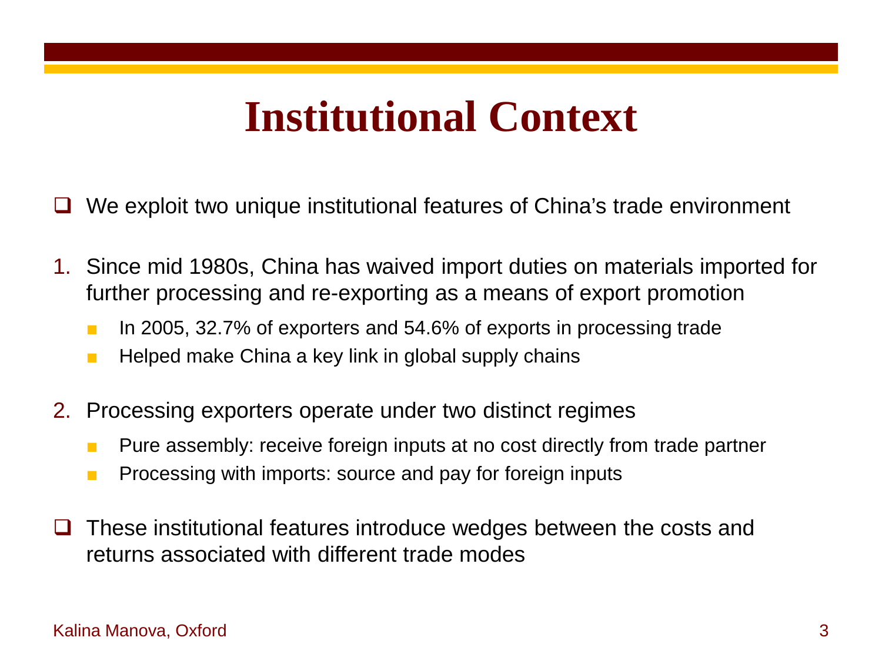# Institutional Context

- We exploit two unique institutional features of China's trade environment

1. Since mid 1980s, China has waived import duties on materials imported for further processing and re-exporting as a means of export promotion
   - In 2005, 32.7% of exporters and 54.6% of exports in processing trade
   - Helped make China a key link in global supply chains

2. Processing exporters operate under two distinct regimes
   - Pure assembly: receive foreign inputs at no cost directly from trade partner
   - Processing with imports: source and pay for foreign inputs

- These institutional features introduce wedges between the costs and returns associated with different trade modes

Kalina Manova, Oxford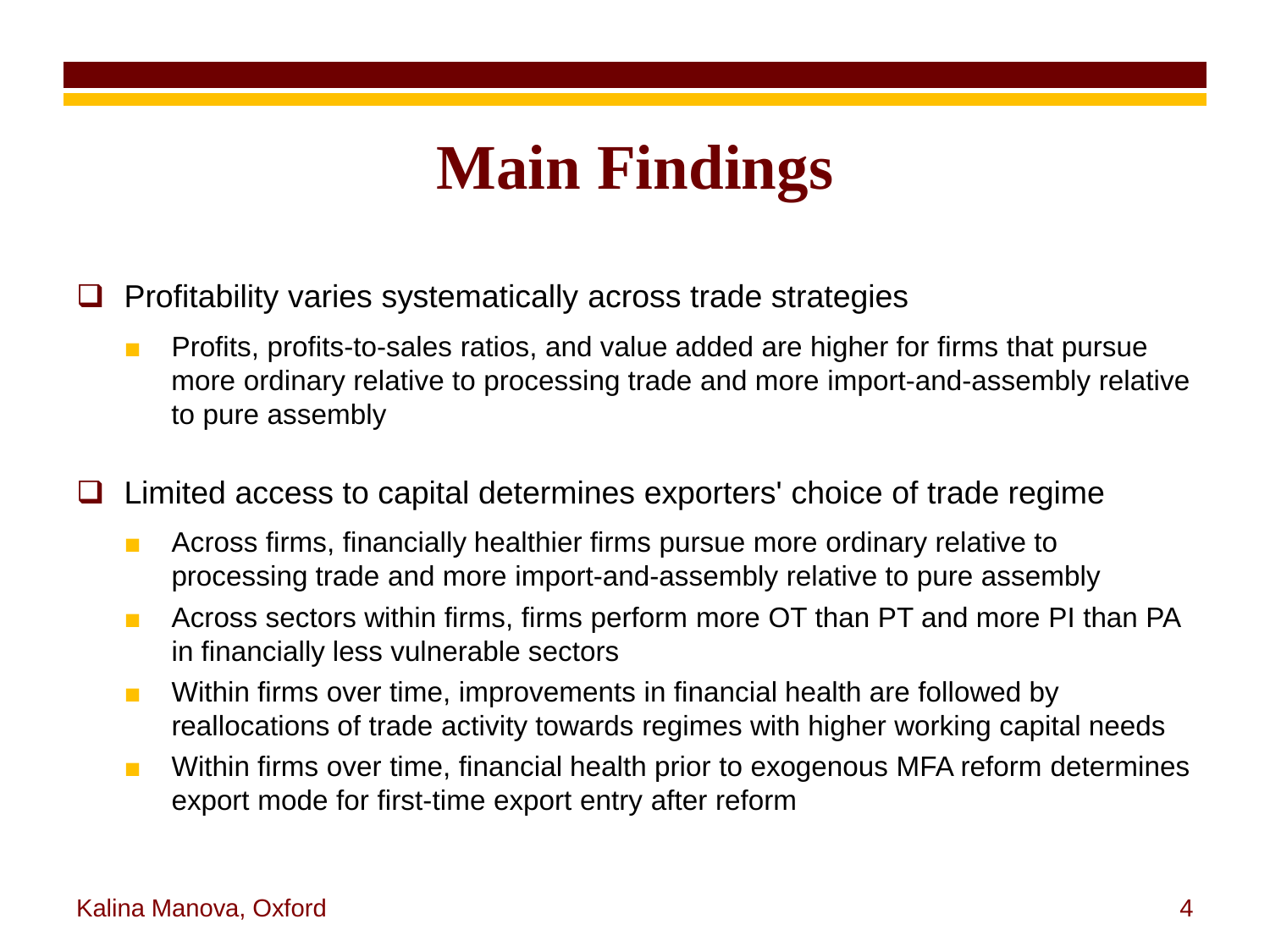# Main Findings

- Profitability varies systematically across trade strategies
  - Profits, profits-to-sales ratios, and value added are higher for firms that pursue more ordinary relative to processing trade and more import-and-assembly relative to pure assembly

- Limited access to capital determines exporters' choice of trade regime
  - Across firms, financially healthier firms pursue more ordinary relative to processing trade and more import-and-assembly relative to pure assembly
  - Across sectors within firms, firms perform more OT than PT and more PI than PA in financially less vulnerable sectors
  - Within firms over time, improvements in financial health are followed by reallocations of trade activity towards regimes with higher working capital needs
  - Within firms over time, financial health prior to exogenous MFA reform determines export mode for first-time export entry after reform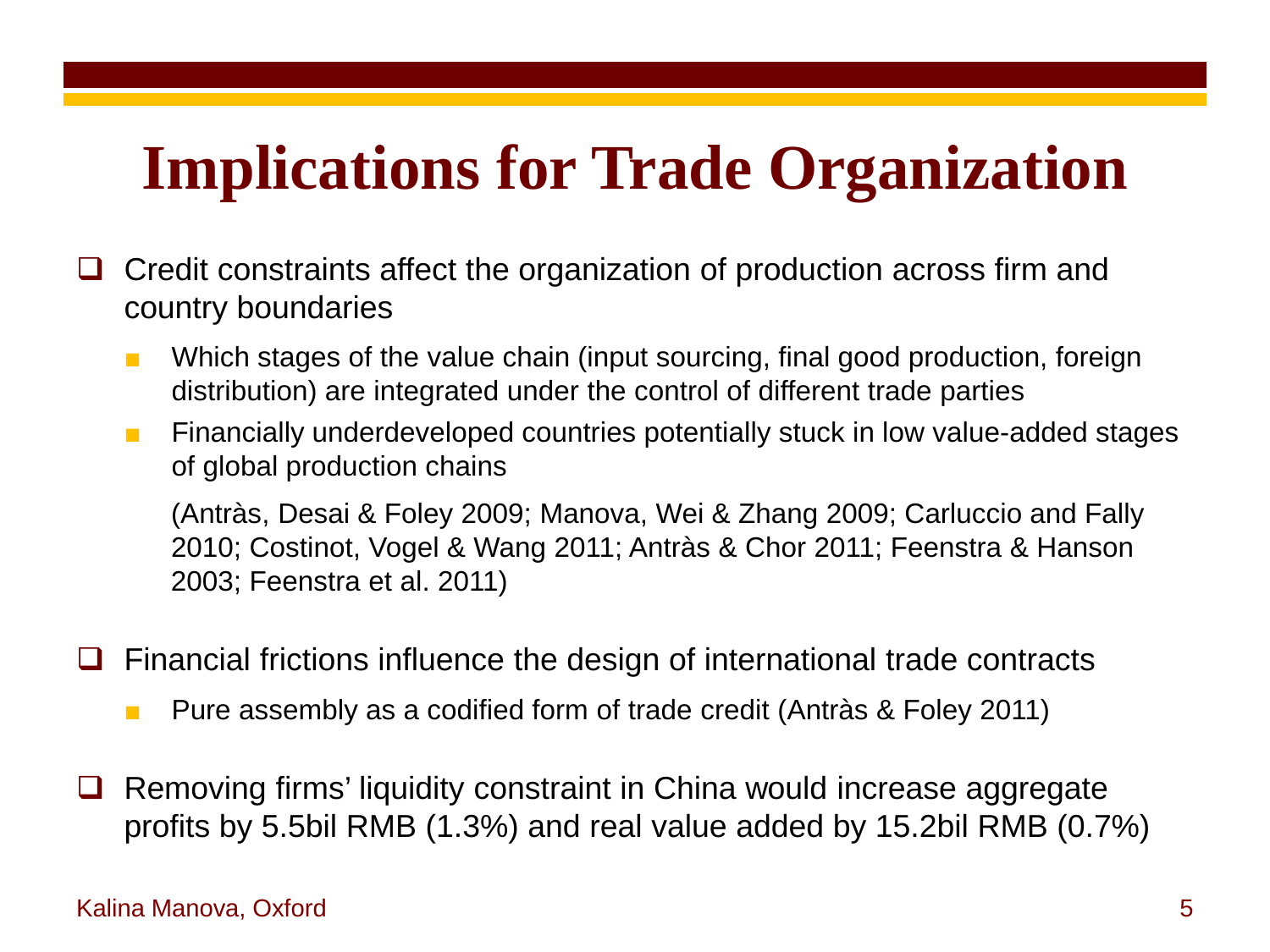# Implications for Trade Organization

- Credit constraints affect the organization of production across firm and country boundaries
  - Which stages of the value chain (input sourcing, final good production, foreign distribution) are integrated under the control of different trade parties
  - Financially underdeveloped countries potentially stuck in low value-added stages of global production chains

    (Antràs, Desai & Foley 2009; Manova, Wei & Zhang 2009; Carluccio and Fally 2010; Costinot, Vogel & Wang 2011; Antràs & Chor 2011; Feenstra & Hanson 2003; Feenstra et al. 2011)

- Financial frictions influence the design of international trade contracts
  - Pure assembly as a codified form of trade credit (Antràs & Foley 2011)

- Removing firms' liquidity constraint in China would increase aggregate profits by 5.5bil RMB (1.3%) and real value added by 15.2bil RMB (0.7%)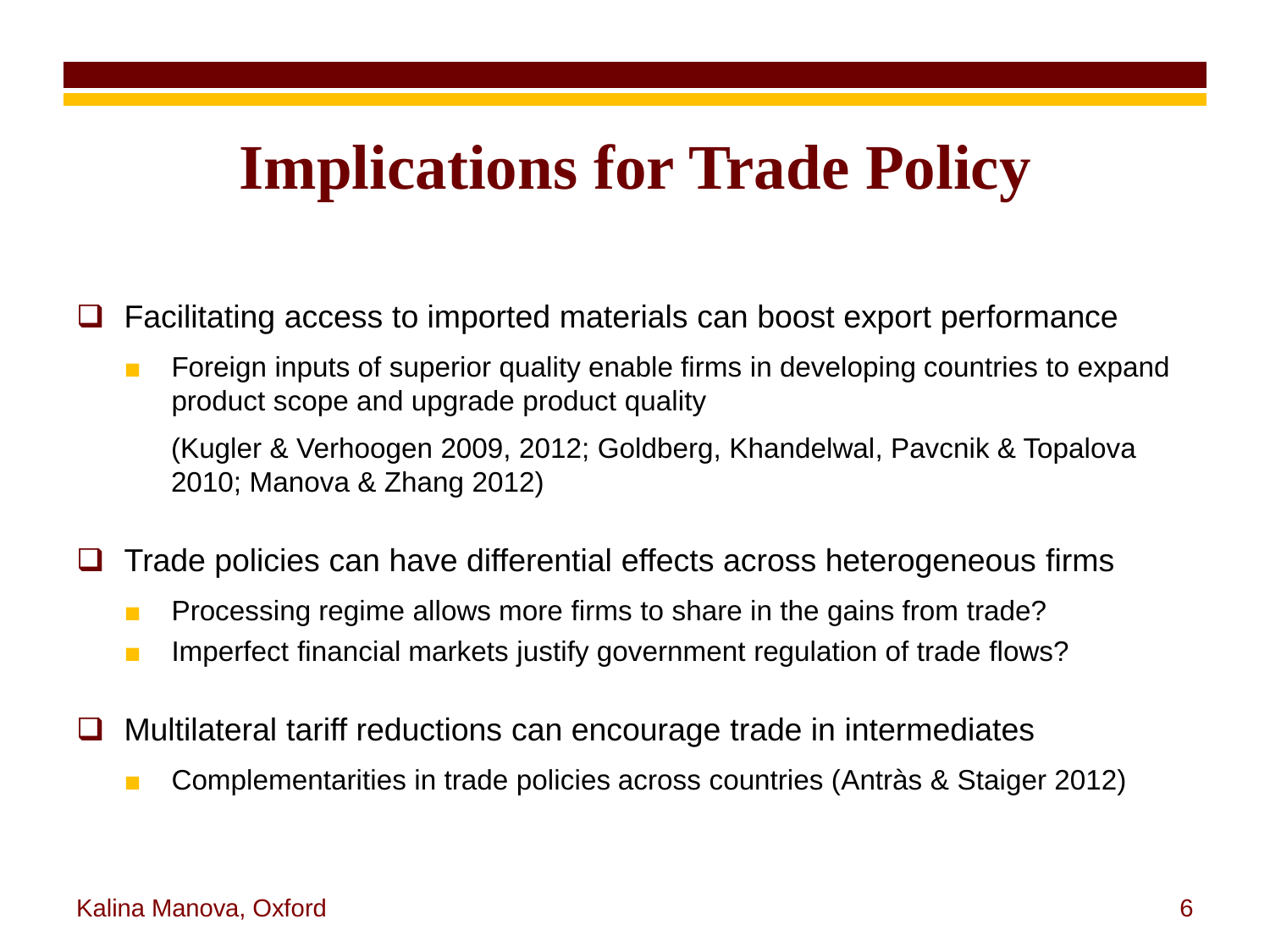# Implications for Trade Policy

- Facilitating access to imported materials can boost export performance
  - Foreign inputs of superior quality enable firms in developing countries to expand product scope and upgrade product quality

    (Kugler & Verhoogen 2009, 2012; Goldberg, Khandelwal, Pavcnik & Topalova 2010; Manova & Zhang 2012)

- Trade policies can have differential effects across heterogeneous firms
  - Processing regime allows more firms to share in the gains from trade?
  - Imperfect financial markets justify government regulation of trade flows?

- Multilateral tariff reductions can encourage trade in intermediates
  - Complementarities in trade policies across countries (Antràs & Staiger 2012)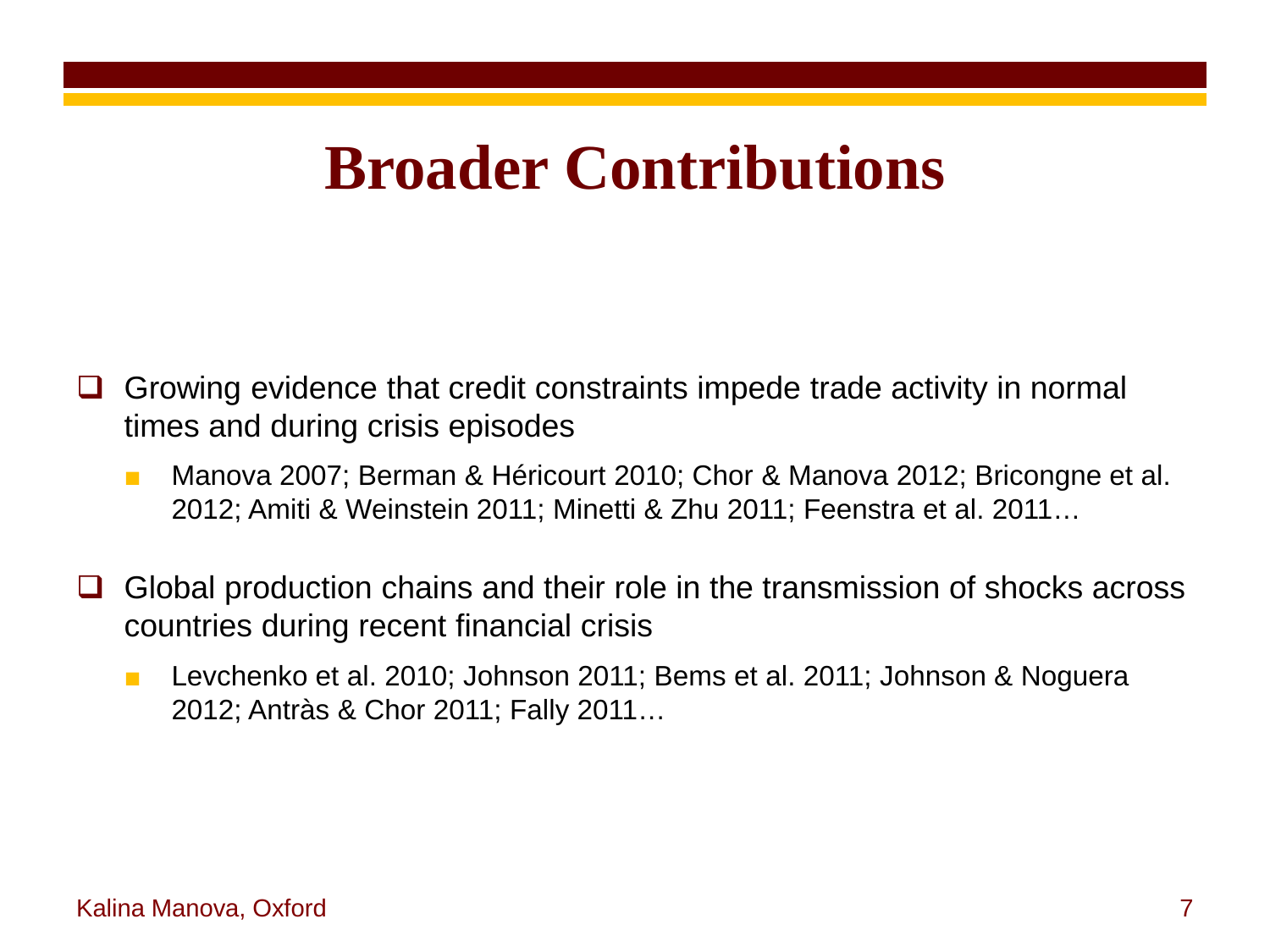# Broader Contributions

- Growing evidence that credit constraints impede trade activity in normal times and during crisis episodes
  - Manova 2007; Berman & Héricourt 2010; Chor & Manova 2012; Bricongne et al. 2012; Amiti & Weinstein 2011; Minetti & Zhu 2011; Feenstra et al. 2011…
- Global production chains and their role in the transmission of shocks across countries during recent financial crisis
  - Levchenko et al. 2010; Johnson 2011; Bems et al. 2011; Johnson & Noguera 2012; Antràs & Chor 2011; Fally 2011…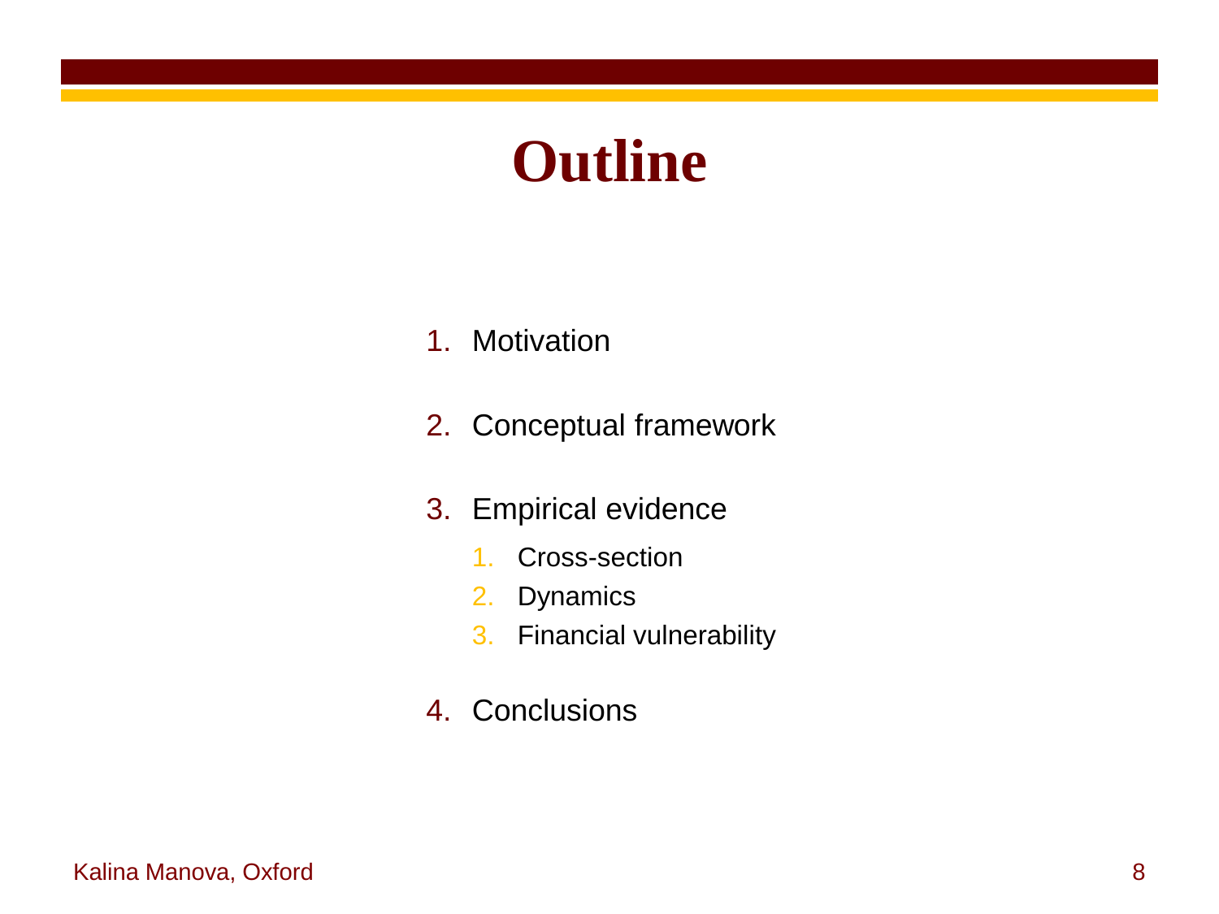# Outline

1. Motivation

2. Conceptual framework

3. Empirical evidence
   1. Cross-section
   2. Dynamics
   3. Financial vulnerability

4. Conclusions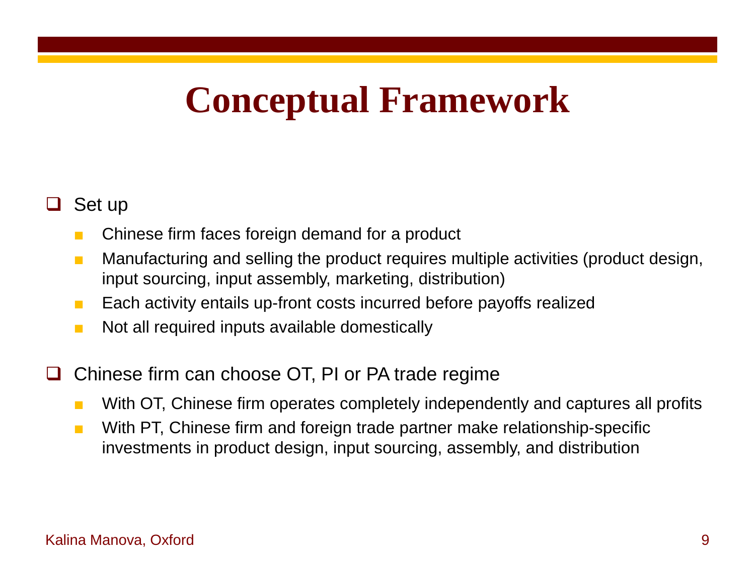# Conceptual Framework

- Set up
  - Chinese firm faces foreign demand for a product
  - Manufacturing and selling the product requires multiple activities (product design, input sourcing, input assembly, marketing, distribution)
  - Each activity entails up-front costs incurred before payoffs realized
  - Not all required inputs available domestically

- Chinese firm can choose OT, PI or PA trade regime
  - With OT, Chinese firm operates completely independently and captures all profits
  - With PT, Chinese firm and foreign trade partner make relationship-specific investments in product design, input sourcing, assembly, and distribution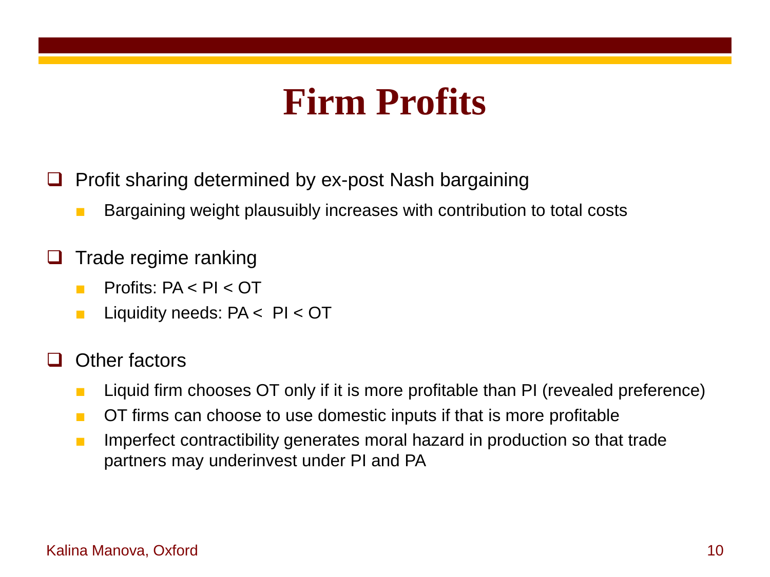# Firm Profits

- Profit sharing determined by ex-post Nash bargaining
  - Bargaining weight plausuibly increases with contribution to total costs
- Trade regime ranking
  - Profits: PA < PI < OT
  - Liquidity needs: PA <  PI < OT
- Other factors
  - Liquid firm chooses OT only if it is more profitable than PI (revealed preference)
  - OT firms can choose to use domestic inputs if that is more profitable
  - Imperfect contractibility generates moral hazard in production so that trade partners may underinvest under PI and PA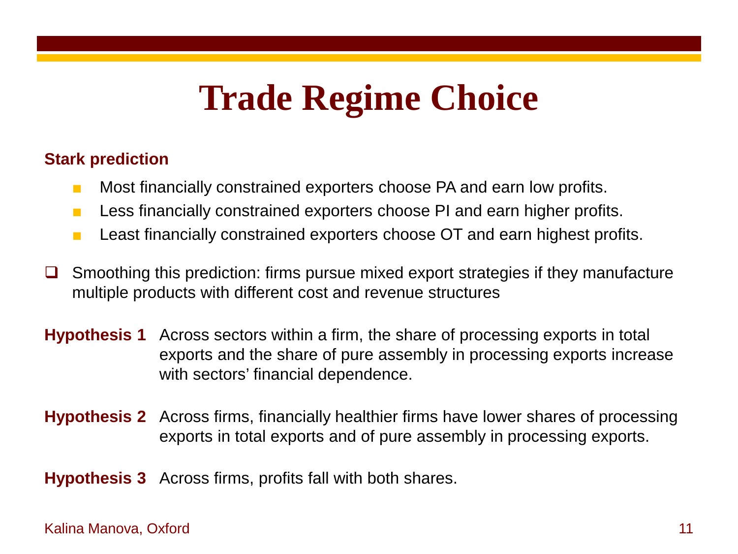# Trade Regime Choice

**Stark prediction**

- Most financially constrained exporters choose PA and earn low profits.
- Less financially constrained exporters choose PI and earn higher profits.
- Least financially constrained exporters choose OT and earn highest profits.

- Smoothing this prediction: firms pursue mixed export strategies if they manufacture multiple products with different cost and revenue structures

**Hypothesis 1** Across sectors within a firm, the share of processing exports in total exports and the share of pure assembly in processing exports increase with sectors' financial dependence.

**Hypothesis 2** Across firms, financially healthier firms have lower shares of processing exports in total exports and of pure assembly in processing exports.

**Hypothesis 3** Across firms, profits fall with both shares.

Kalina Manova, Oxford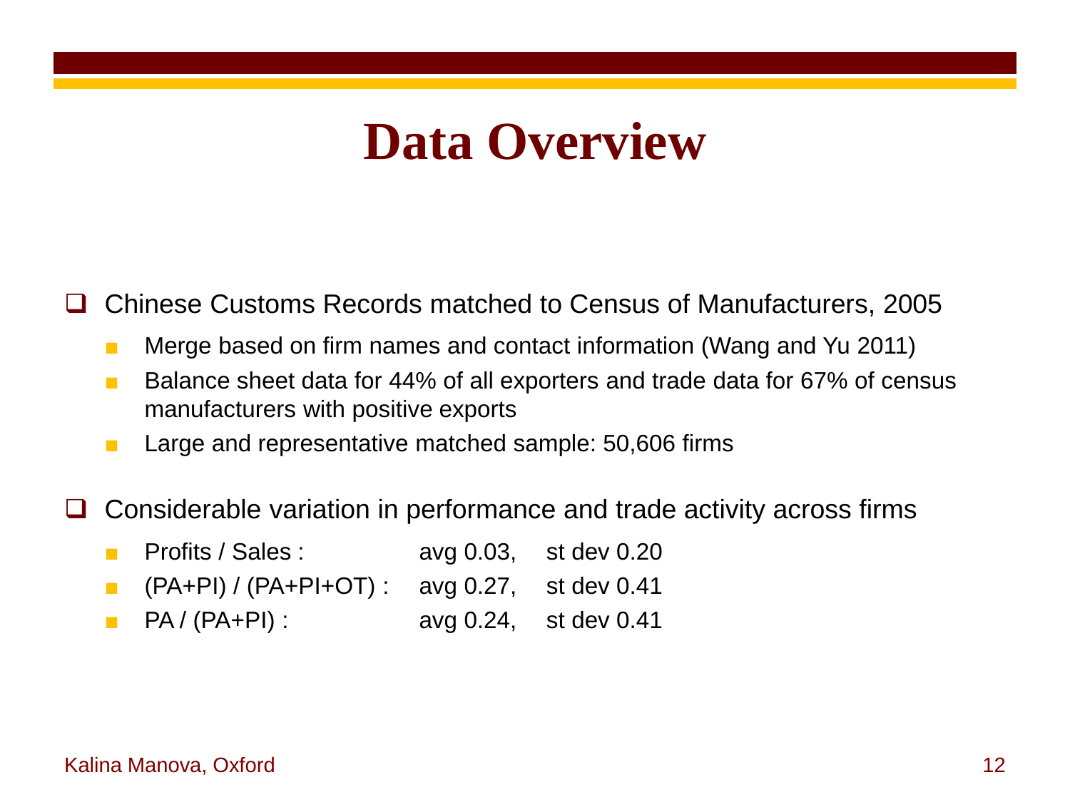# Data Overview

- Chinese Customs Records matched to Census of Manufacturers, 2005
  - Merge based on firm names and contact information (Wang and Yu 2011)
  - Balance sheet data for 44% of all exporters and trade data for 67% of census manufacturers with positive exports
  - Large and representative matched sample: 50,606 firms

- Considerable variation in performance and trade activity across firms
  - Profits / Sales : avg 0.03, st dev 0.20
  - (PA+PI) / (PA+PI+OT) : avg 0.27, st dev 0.41
  - PA / (PA+PI) : avg 0.24, st dev 0.41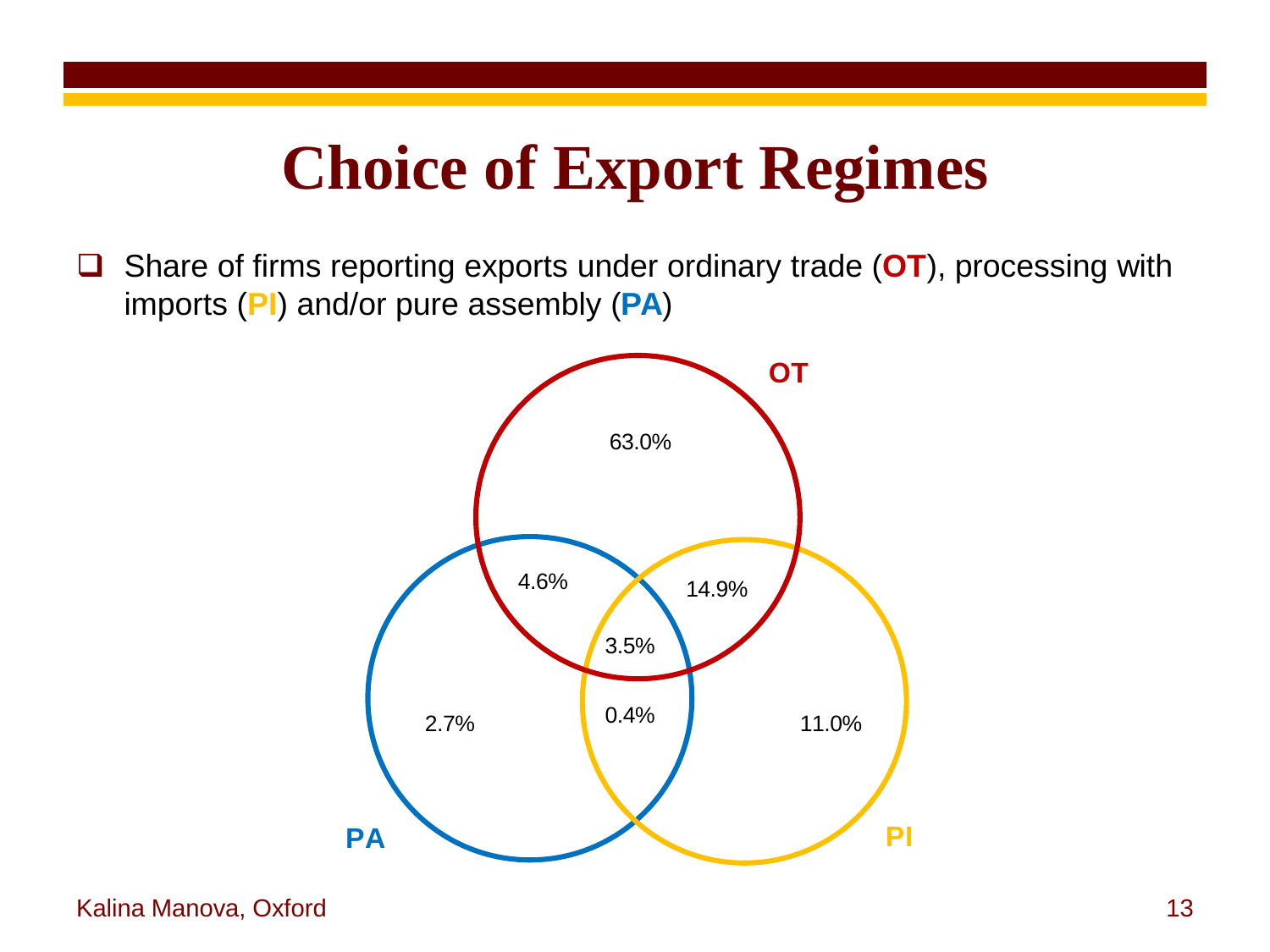# Choice of Export Regimes

- Share of firms reporting exports under ordinary trade (**OT**), processing with imports (**PI**) and/or pure assembly (**PA**)

**OT**

63.0%

4.6%

14.9%

3.5%

2.7%

0.4%

11.0%

**PA**

**PI**

Kalina Manova, Oxford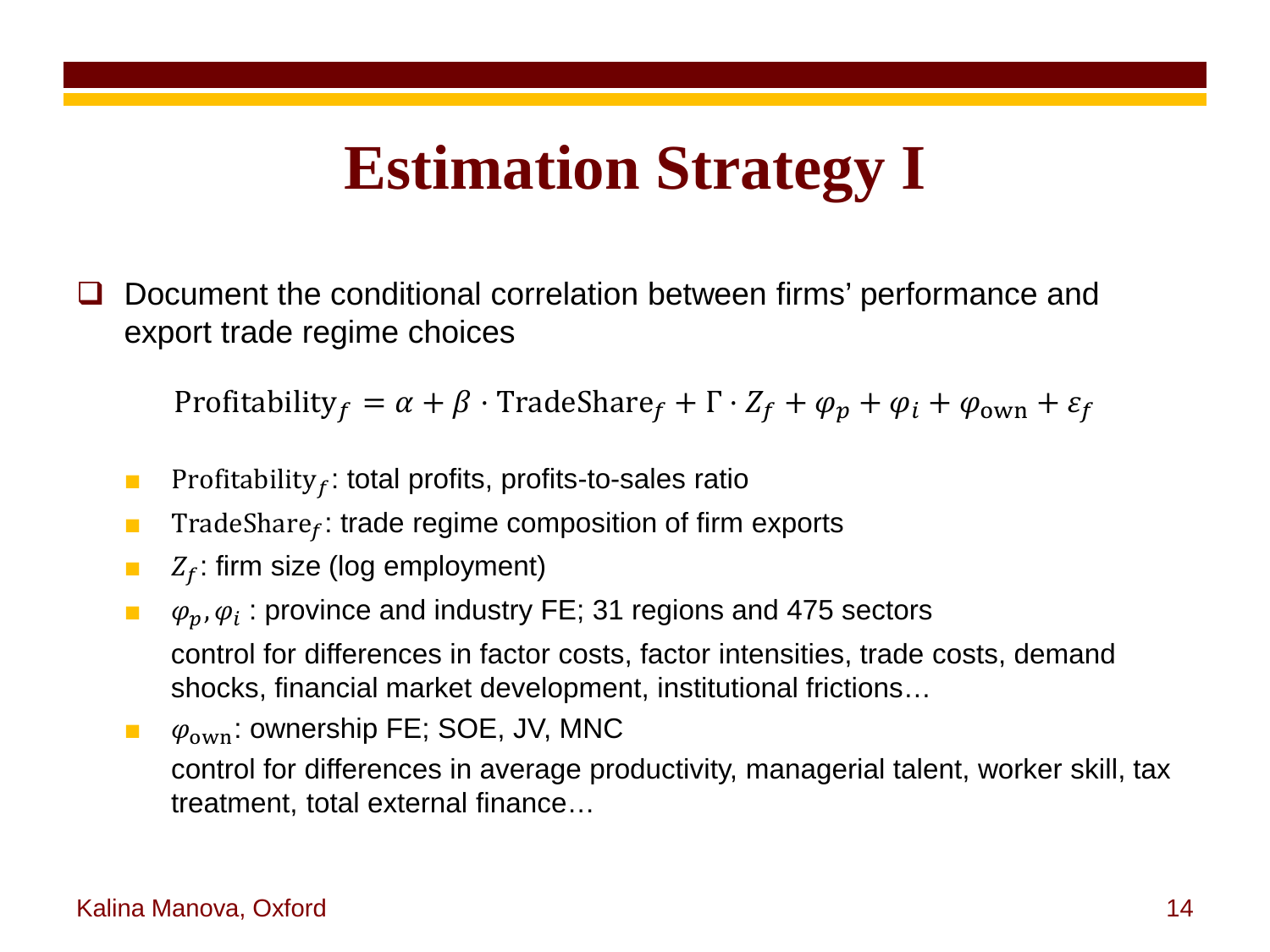# Estimation Strategy I

- Document the conditional correlation between firms' performance and export trade regime choices

$$\text{Profitability}_f = \alpha + \beta \cdot \text{TradeShare}_f + \Gamma \cdot Z_f + \varphi_p + \varphi_i + \varphi_{\text{own}} + \varepsilon_f$$

  - $\text{Profitability}_f$: total profits, profits-to-sales ratio
  - $\text{TradeShare}_f$: trade regime composition of firm exports
  - $Z_f$: firm size (log employment)
  - $\varphi_p, \varphi_i$ : province and industry FE; 31 regions and 475 sectors

    control for differences in factor costs, factor intensities, trade costs, demand shocks, financial market development, institutional frictions…
  - $\varphi_{\text{own}}$: ownership FE; SOE, JV, MNC

    control for differences in average productivity, managerial talent, worker skill, tax treatment, total external finance…

Kalina Manova, Oxford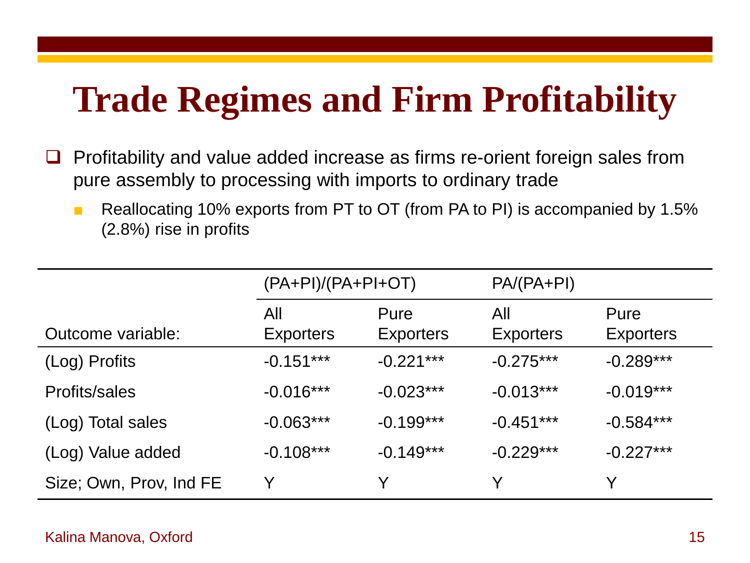# Trade Regimes and Firm Profitability

- Profitability and value added increase as firms re-orient foreign sales from pure assembly to processing with imports to ordinary trade
  - Reallocating 10% exports from PT to OT (from PA to PI) is accompanied by 1.5% (2.8%) rise in profits

| | (PA+PI)/(PA+PI+OT) | | PA/(PA+PI) | |
|---|---|---|---|---|
| Outcome variable: | All Exporters | Pure Exporters | All Exporters | Pure Exporters |
| (Log) Profits | -0.151*** | -0.221*** | -0.275*** | -0.289*** |
| Profits/sales | -0.016*** | -0.023*** | -0.013*** | -0.019*** |
| (Log) Total sales | -0.063*** | -0.199*** | -0.451*** | -0.584*** |
| (Log) Value added | -0.108*** | -0.149*** | -0.229*** | -0.227*** |
| Size; Own, Prov, Ind FE | Y | Y | Y | Y |

Kalina Manova, Oxford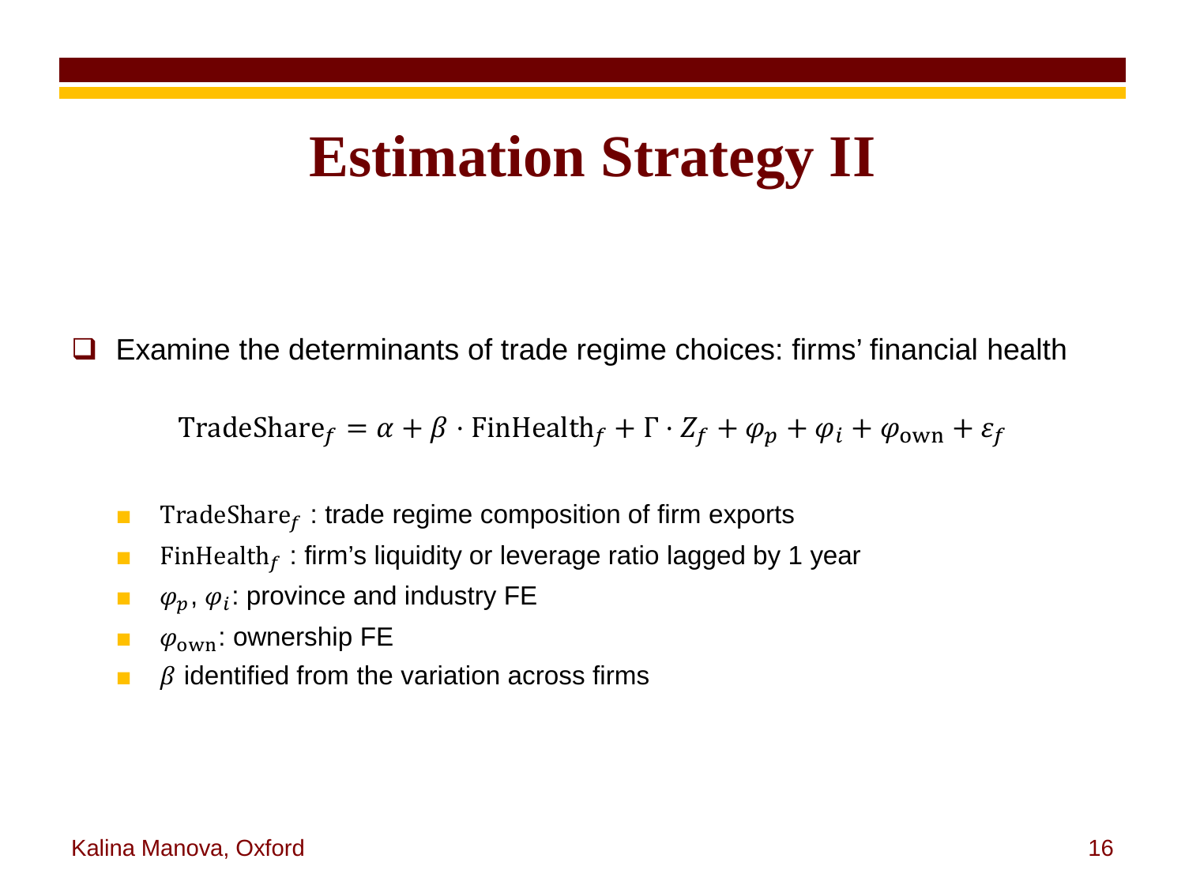# Estimation Strategy II

- Examine the determinants of trade regime choices: firms' financial health

$$\text{TradeShare}_f = \alpha + \beta \cdot \text{FinHealth}_f + \Gamma \cdot Z_f + \varphi_p + \varphi_i + \varphi_{\text{own}} + \varepsilon_f$$

  - $\text{TradeShare}_f$ : trade regime composition of firm exports
  - $\text{FinHealth}_f$ : firm's liquidity or leverage ratio lagged by 1 year
  - $\varphi_p$, $\varphi_i$: province and industry FE
  - $\varphi_{\text{own}}$: ownership FE
  - $\beta$ identified from the variation across firms

Kalina Manova, Oxford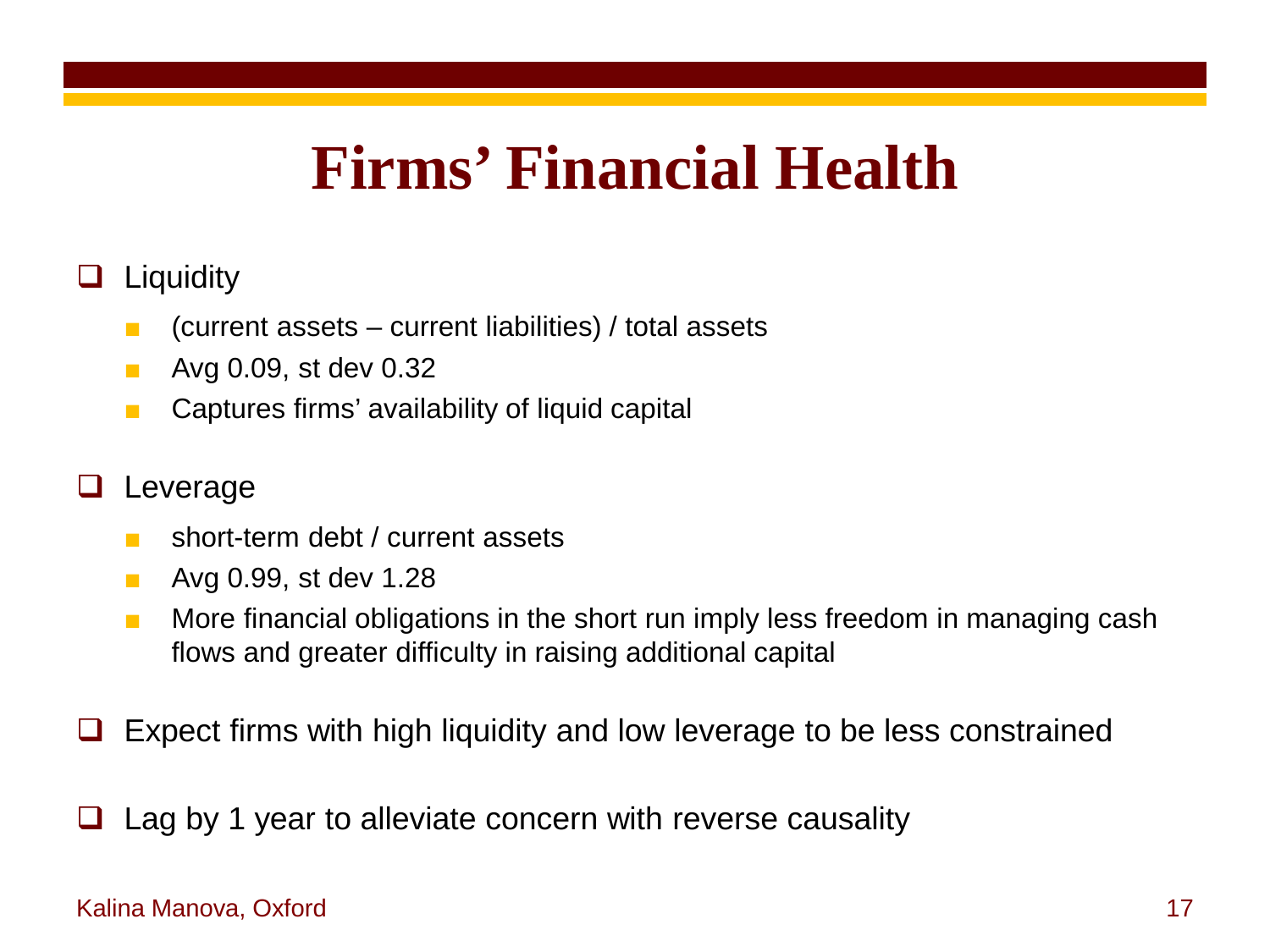# Firms' Financial Health

- Liquidity
  - (current assets – current liabilities) / total assets
  - Avg 0.09, st dev 0.32
  - Captures firms' availability of liquid capital

- Leverage
  - short-term debt / current assets
  - Avg 0.99, st dev 1.28
  - More financial obligations in the short run imply less freedom in managing cash flows and greater difficulty in raising additional capital

- Expect firms with high liquidity and low leverage to be less constrained

- Lag by 1 year to alleviate concern with reverse causality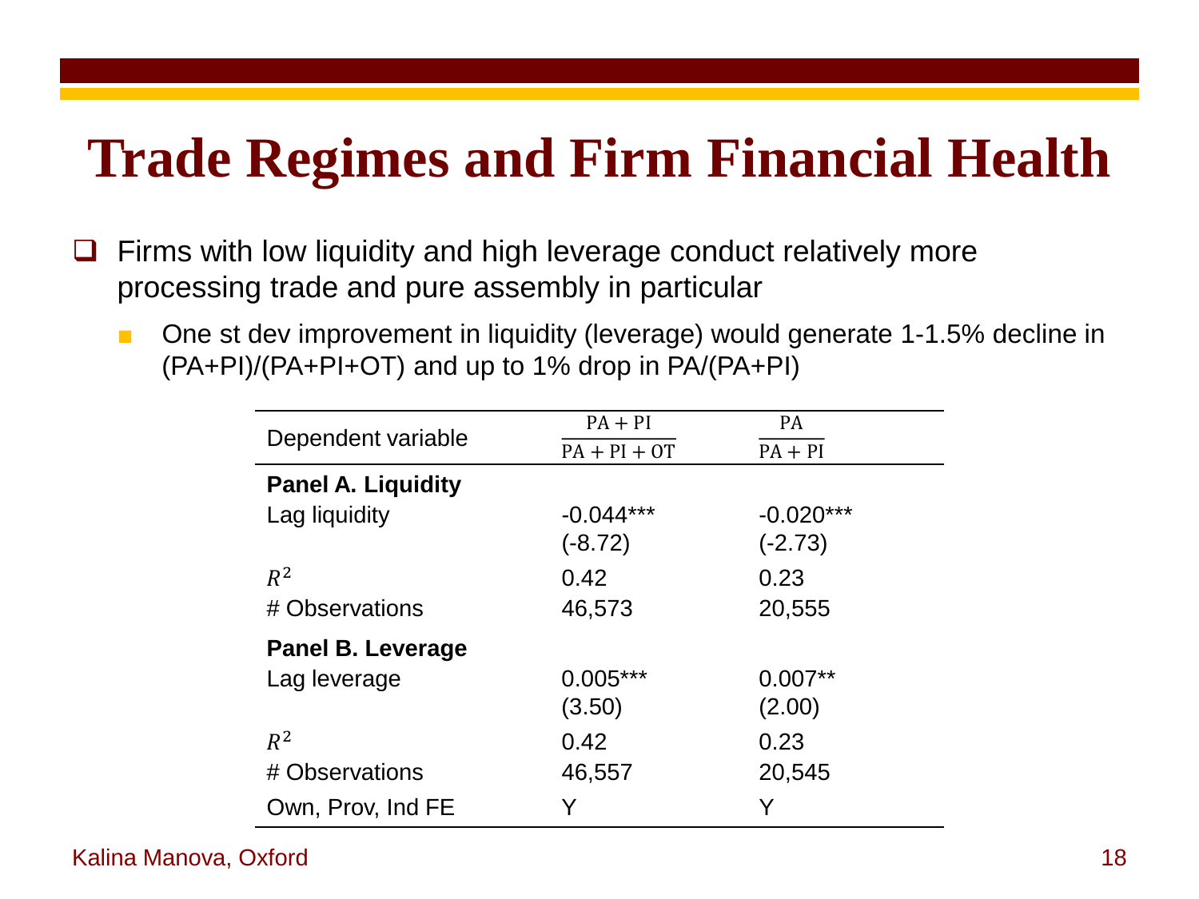# Trade Regimes and Firm Financial Health

- Firms with low liquidity and high leverage conduct relatively more processing trade and pure assembly in particular
  - One st dev improvement in liquidity (leverage) would generate 1-1.5% decline in (PA+PI)/(PA+PI+OT) and up to 1% drop in PA/(PA+PI)

| Dependent variable | $\frac{PA + PI}{PA + PI + OT}$ | $\frac{PA}{PA + PI}$ |
|---|---|---|
| **Panel A. Liquidity** | | |
| Lag liquidity | -0.044*** | -0.020*** |
| | (-8.72) | (-2.73) |
| $R^2$ | 0.42 | 0.23 |
| # Observations | 46,573 | 20,555 |
| **Panel B. Leverage** | | |
| Lag leverage | 0.005*** | 0.007** |
| | (3.50) | (2.00) |
| $R^2$ | 0.42 | 0.23 |
| # Observations | 46,557 | 20,545 |
| Own, Prov, Ind FE | Y | Y |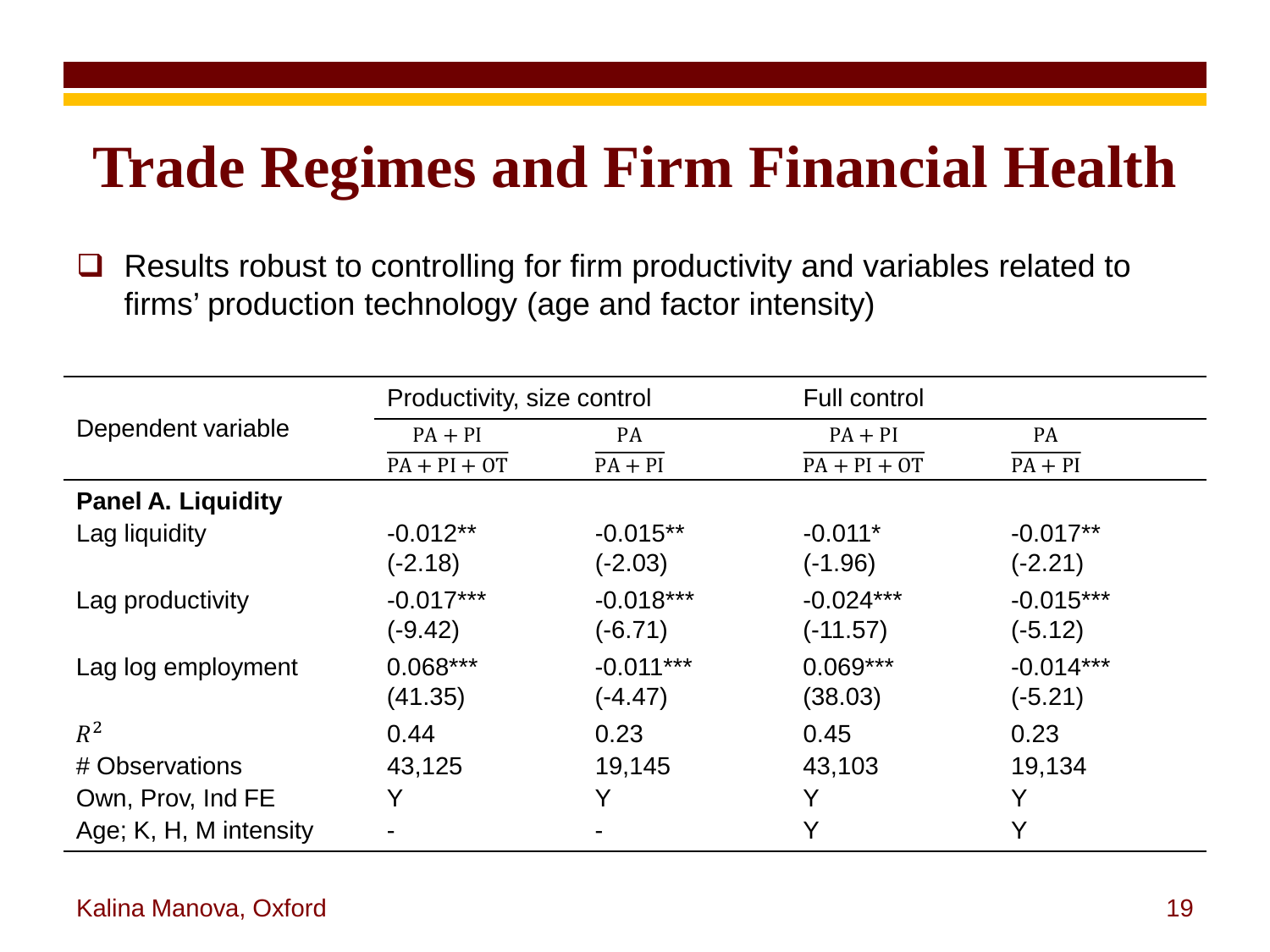# Trade Regimes and Firm Financial Health

- Results robust to controlling for firm productivity and variables related to firms' production technology (age and factor intensity)

| Dependent variable | Productivity, size control | | Full control | |
|---|---|---|---|---|
| | $\frac{PA + PI}{PA + PI + OT}$ | $\frac{PA}{PA + PI}$ | $\frac{PA + PI}{PA + PI + OT}$ | $\frac{PA}{PA + PI}$ |
| **Panel A. Liquidity** | | | | |
| Lag liquidity | -0.012** | -0.015** | -0.011* | -0.017** |
| | (-2.18) | (-2.03) | (-1.96) | (-2.21) |
| Lag productivity | -0.017*** | -0.018*** | -0.024*** | -0.015*** |
| | (-9.42) | (-6.71) | (-11.57) | (-5.12) |
| Lag log employment | 0.068*** | -0.011*** | 0.069*** | -0.014*** |
| | (41.35) | (-4.47) | (38.03) | (-5.21) |
| $R^2$ | 0.44 | 0.23 | 0.45 | 0.23 |
| # Observations | 43,125 | 19,145 | 43,103 | 19,134 |
| Own, Prov, Ind FE | Y | Y | Y | Y |
| Age; K, H, M intensity | - | - | Y | Y |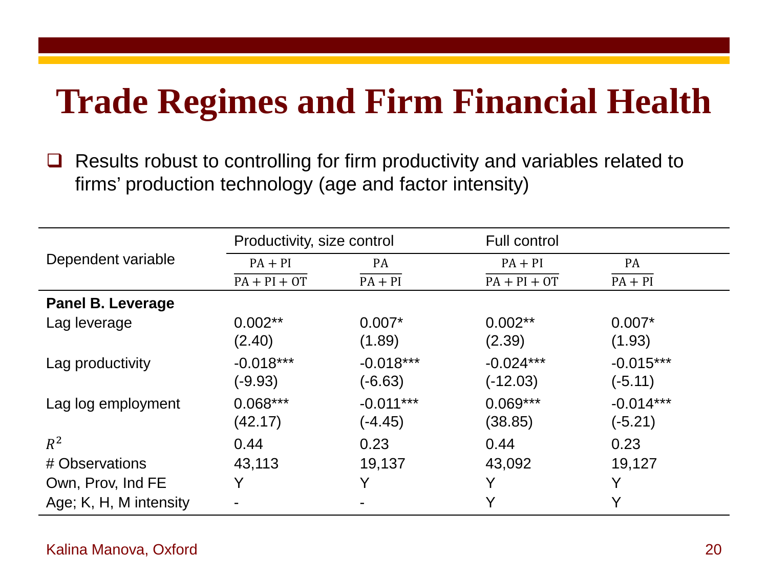# Trade Regimes and Firm Financial Health

- Results robust to controlling for firm productivity and variables related to firms' production technology (age and factor intensity)

| Dependent variable | Productivity, size control | | Full control | |
|---|---|---|---|---|
| | $\frac{PA + PI}{PA + PI + OT}$ | $\frac{PA}{PA + PI}$ | $\frac{PA + PI}{PA + PI + OT}$ | $\frac{PA}{PA + PI}$ |
| **Panel B. Leverage** | | | | |
| Lag leverage | 0.002** | 0.007* | 0.002** | 0.007* |
| | (2.40) | (1.89) | (2.39) | (1.93) |
| Lag productivity | -0.018*** | -0.018*** | -0.024*** | -0.015*** |
| | (-9.93) | (-6.63) | (-12.03) | (-5.11) |
| Lag log employment | 0.068*** | -0.011*** | 0.069*** | -0.014*** |
| | (42.17) | (-4.45) | (38.85) | (-5.21) |
| $R^2$ | 0.44 | 0.23 | 0.44 | 0.23 |
| # Observations | 43,113 | 19,137 | 43,092 | 19,127 |
| Own, Prov, Ind FE | Y | Y | Y | Y |
| Age; K, H, M intensity | - | - | Y | Y |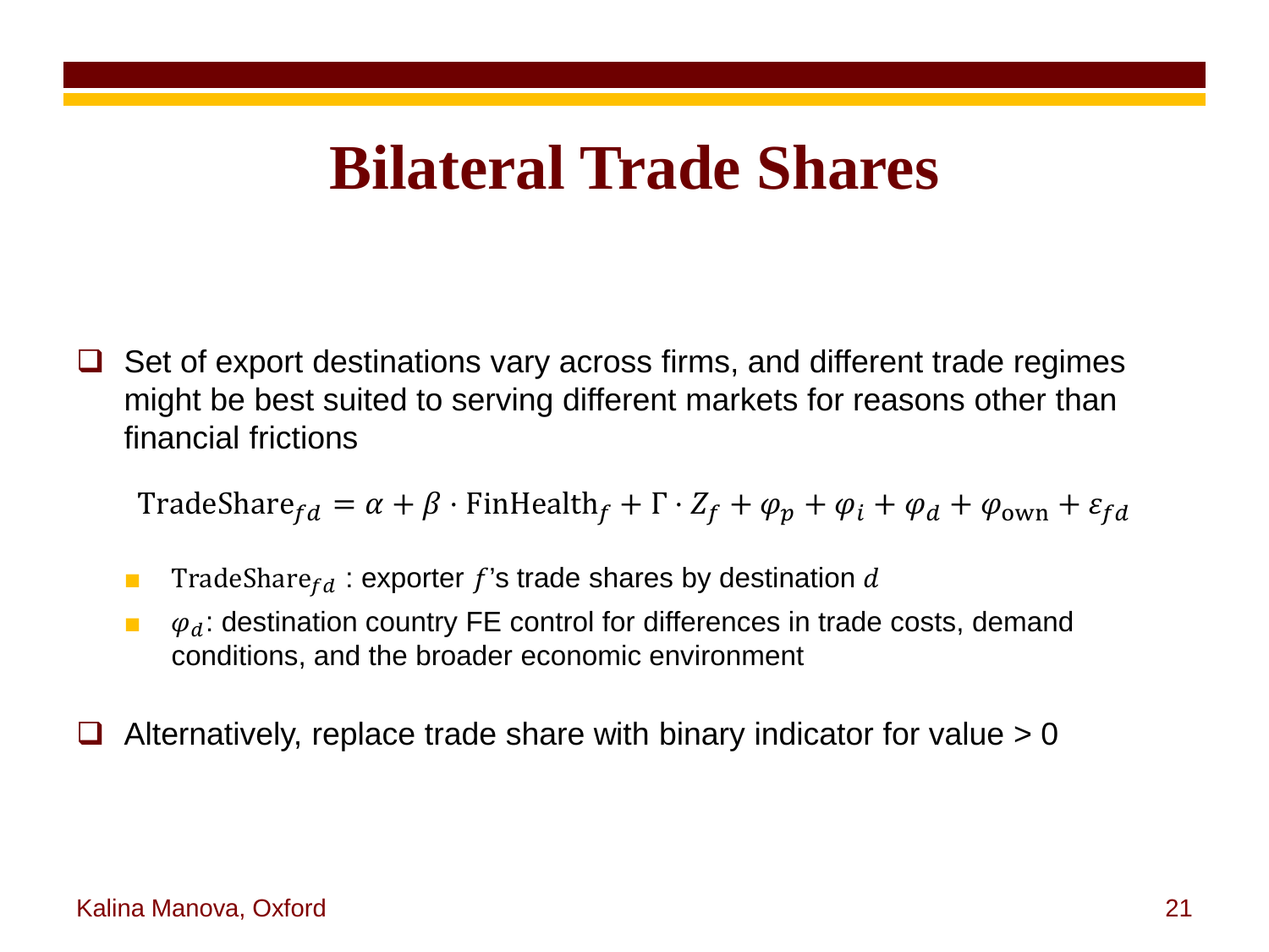# Bilateral Trade Shares

- Set of export destinations vary across firms, and different trade regimes might be best suited to serving different markets for reasons other than financial frictions

$$\text{TradeShare}_{fd} = \alpha + \beta \cdot \text{FinHealth}_f + \Gamma \cdot Z_f + \varphi_p + \varphi_i + \varphi_d + \varphi_{\text{own}} + \varepsilon_{fd}$$

  - $\text{TradeShare}_{fd}$ : exporter $f$'s trade shares by destination $d$
  - $\varphi_d$: destination country FE control for differences in trade costs, demand conditions, and the broader economic environment

- Alternatively, replace trade share with binary indicator for value > 0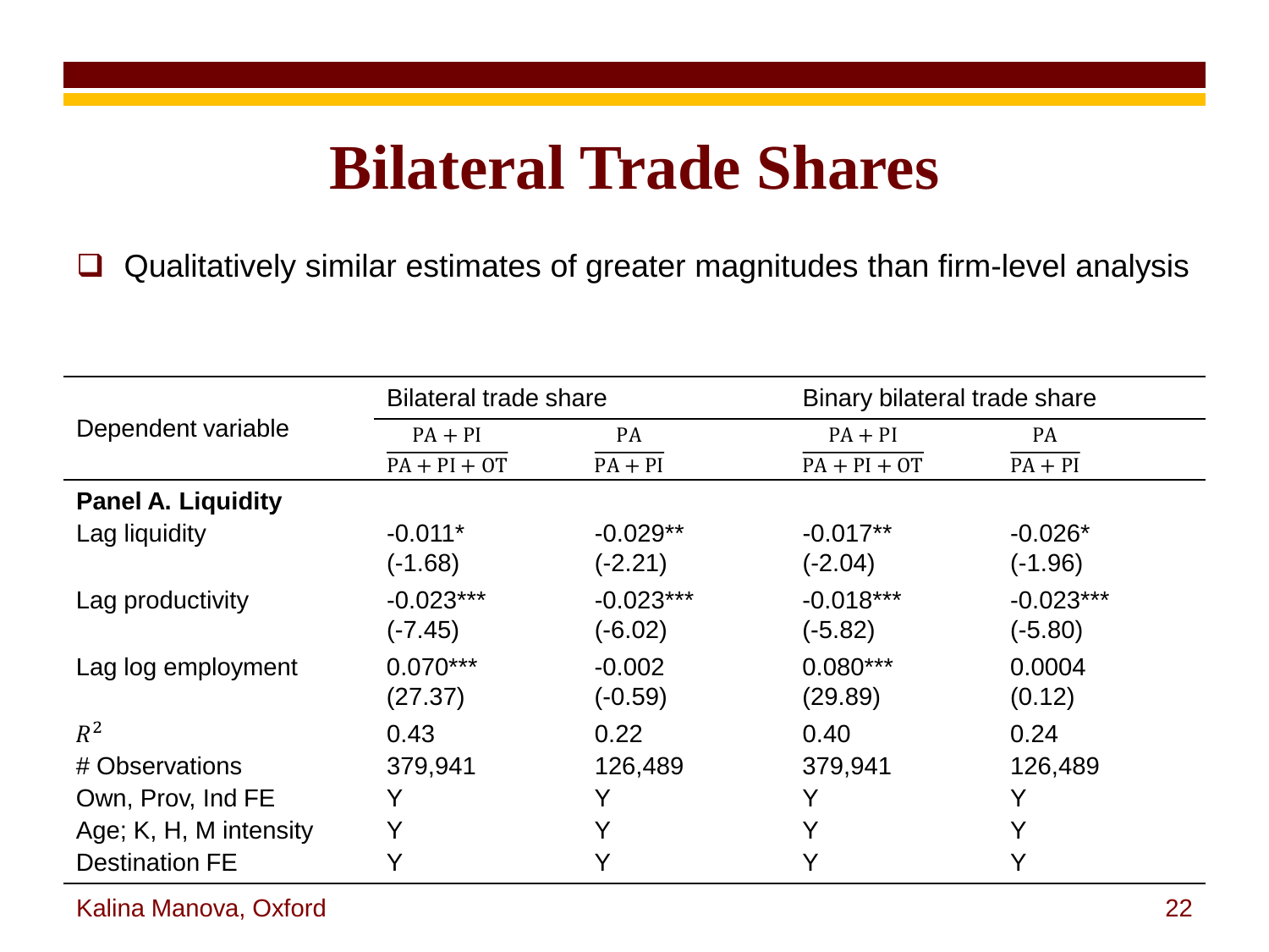# Bilateral Trade Shares

- Qualitatively similar estimates of greater magnitudes than firm-level analysis

| Dependent variable | Bilateral trade share | | Binary bilateral trade share | |
|---|---|---|---|---|
| | $\frac{\text{PA} + \text{PI}}{\text{PA} + \text{PI} + \text{OT}}$ | $\frac{\text{PA}}{\text{PA} + \text{PI}}$ | $\frac{\text{PA} + \text{PI}}{\text{PA} + \text{PI} + \text{OT}}$ | $\frac{\text{PA}}{\text{PA} + \text{PI}}$ |
| **Panel A. Liquidity** | | | | |
| Lag liquidity | -0.011* | -0.029** | -0.017** | -0.026* |
| | (-1.68) | (-2.21) | (-2.04) | (-1.96) |
| Lag productivity | -0.023*** | -0.023*** | -0.018*** | -0.023*** |
| | (-7.45) | (-6.02) | (-5.82) | (-5.80) |
| Lag log employment | 0.070*** | -0.002 | 0.080*** | 0.0004 |
| | (27.37) | (-0.59) | (29.89) | (0.12) |
| $R^2$ | 0.43 | 0.22 | 0.40 | 0.24 |
| # Observations | 379,941 | 126,489 | 379,941 | 126,489 |
| Own, Prov, Ind FE | Y | Y | Y | Y |
| Age; K, H, M intensity | Y | Y | Y | Y |
| Destination FE | Y | Y | Y | Y |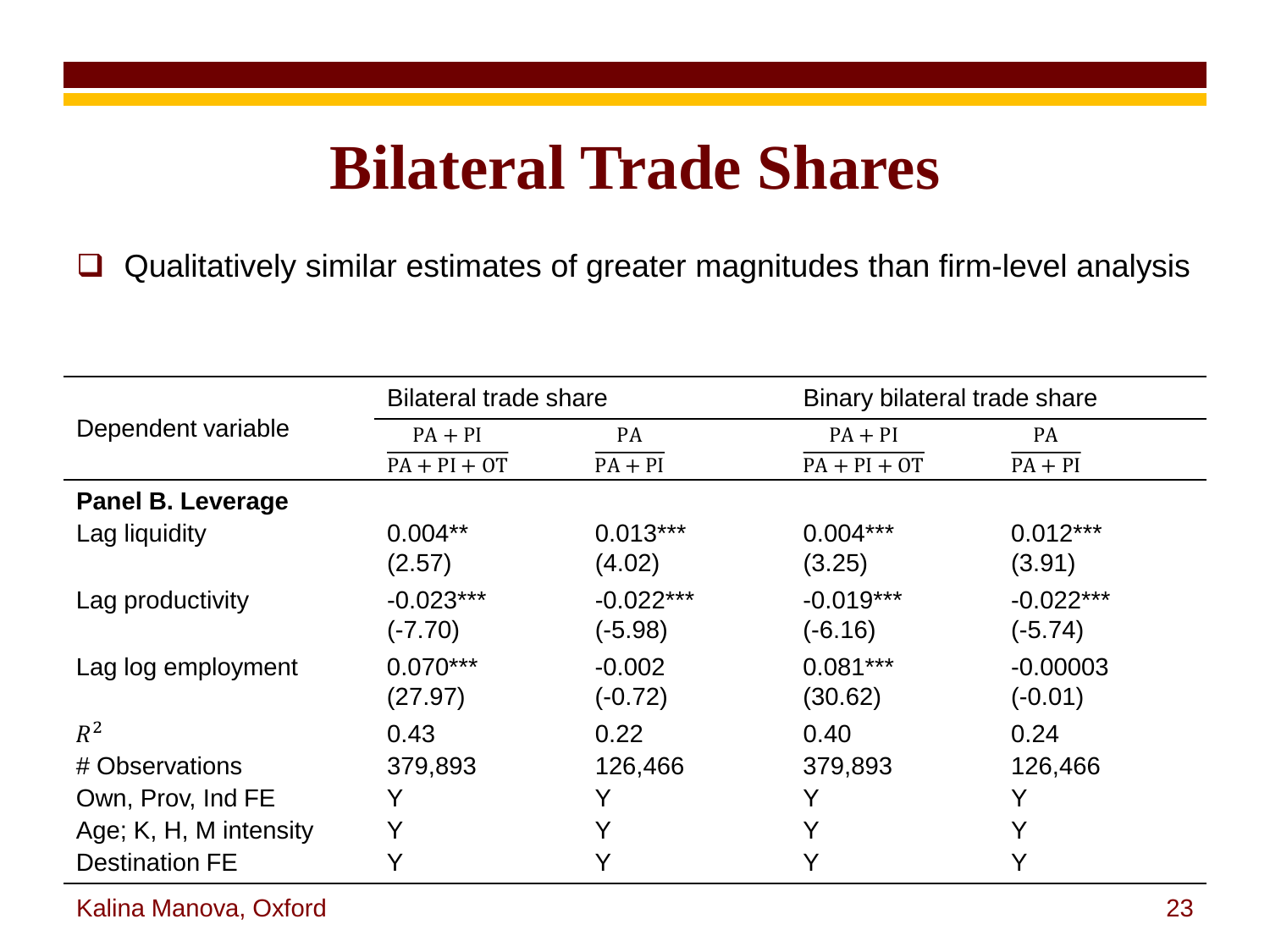# Bilateral Trade Shares

- Qualitatively similar estimates of greater magnitudes than firm-level analysis

| Dependent variable | Bilateral trade share | | Binary bilateral trade share | |
|---|---|---|---|---|
| | $\frac{PA + PI}{PA + PI + OT}$ | $\frac{PA}{PA + PI}$ | $\frac{PA + PI}{PA + PI + OT}$ | $\frac{PA}{PA + PI}$ |
| **Panel B. Leverage** | | | | |
| Lag liquidity | 0.004** | 0.013*** | 0.004*** | 0.012*** |
| | (2.57) | (4.02) | (3.25) | (3.91) |
| Lag productivity | -0.023*** | -0.022*** | -0.019*** | -0.022*** |
| | (-7.70) | (-5.98) | (-6.16) | (-5.74) |
| Lag log employment | 0.070*** | -0.002 | 0.081*** | -0.00003 |
| | (27.97) | (-0.72) | (30.62) | (-0.01) |
| $R^2$ | 0.43 | 0.22 | 0.40 | 0.24 |
| # Observations | 379,893 | 126,466 | 379,893 | 126,466 |
| Own, Prov, Ind FE | Y | Y | Y | Y |
| Age; K, H, M intensity | Y | Y | Y | Y |
| Destination FE | Y | Y | Y | Y |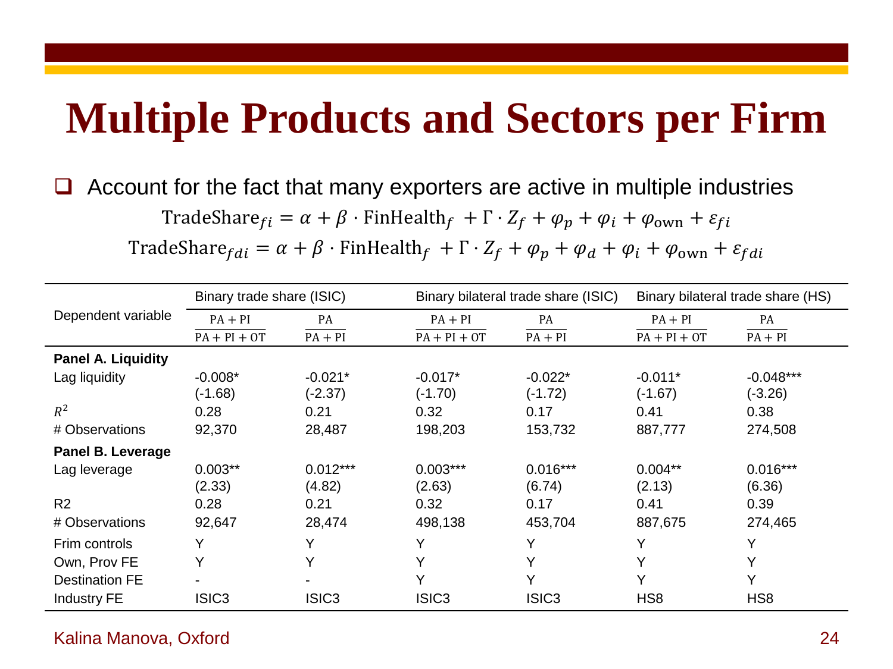# Multiple Products and Sectors per Firm

- Account for the fact that many exporters are active in multiple industries

$$\text{TradeShare}_{fi} = \alpha + \beta \cdot \text{FinHealth}_f + \Gamma \cdot Z_f + \varphi_p + \varphi_i + \varphi_{\text{own}} + \varepsilon_{fi}$$

$$\text{TradeShare}_{fdi} = \alpha + \beta \cdot \text{FinHealth}_f + \Gamma \cdot Z_f + \varphi_p + \varphi_d + \varphi_i + \varphi_{\text{own}} + \varepsilon_{fdi}$$

| Dependent variable | Binary trade share (ISIC) | | Binary bilateral trade share (ISIC) | | Binary bilateral trade share (HS) | |
|---|---|---|---|---|---|---|
| | $\frac{\text{PA}+\text{PI}}{\text{PA}+\text{PI}+\text{OT}}$ | $\frac{\text{PA}}{\text{PA}+\text{PI}}$ | $\frac{\text{PA}+\text{PI}}{\text{PA}+\text{PI}+\text{OT}}$ | $\frac{\text{PA}}{\text{PA}+\text{PI}}$ | $\frac{\text{PA}+\text{PI}}{\text{PA}+\text{PI}+\text{OT}}$ | $\frac{\text{PA}}{\text{PA}+\text{PI}}$ |
| **Panel A. Liquidity** | | | | | | |
| Lag liquidity | -0.008* | -0.021* | -0.017* | -0.022* | -0.011* | -0.048*** |
| | (-1.68) | (-2.37) | (-1.70) | (-1.72) | (-1.67) | (-3.26) |
| $R^2$ | 0.28 | 0.21 | 0.32 | 0.17 | 0.41 | 0.38 |
| # Observations | 92,370 | 28,487 | 198,203 | 153,732 | 887,777 | 274,508 |
| **Panel B. Leverage** | | | | | | |
| Lag leverage | 0.003** | 0.012*** | 0.003*** | 0.016*** | 0.004** | 0.016*** |
| | (2.33) | (4.82) | (2.63) | (6.74) | (2.13) | (6.36) |
| R2 | 0.28 | 0.21 | 0.32 | 0.17 | 0.41 | 0.39 |
| # Observations | 92,647 | 28,474 | 498,138 | 453,704 | 887,675 | 274,465 |
| Frim controls | Y | Y | Y | Y | Y | Y |
| Own, Prov FE | Y | Y | Y | Y | Y | Y |
| Destination FE | - | - | Y | Y | Y | Y |
| Industry FE | ISIC3 | ISIC3 | ISIC3 | ISIC3 | HS8 | HS8 |

Kalina Manova, Oxford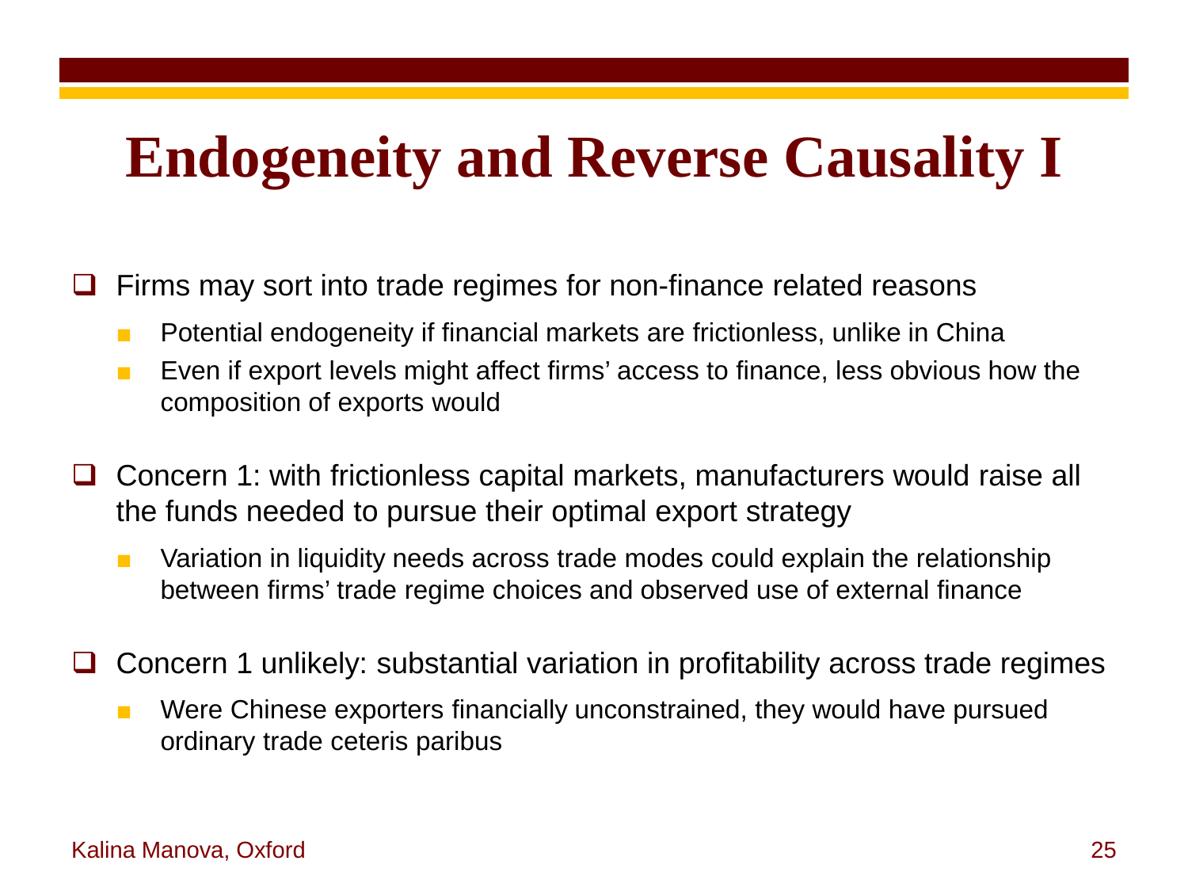# Endogeneity and Reverse Causality I

- Firms may sort into trade regimes for non-finance related reasons
  - Potential endogeneity if financial markets are frictionless, unlike in China
  - Even if export levels might affect firms' access to finance, less obvious how the composition of exports would

- Concern 1: with frictionless capital markets, manufacturers would raise all the funds needed to pursue their optimal export strategy
  - Variation in liquidity needs across trade modes could explain the relationship between firms' trade regime choices and observed use of external finance

- Concern 1 unlikely: substantial variation in profitability across trade regimes
  - Were Chinese exporters financially unconstrained, they would have pursued ordinary trade ceteris paribus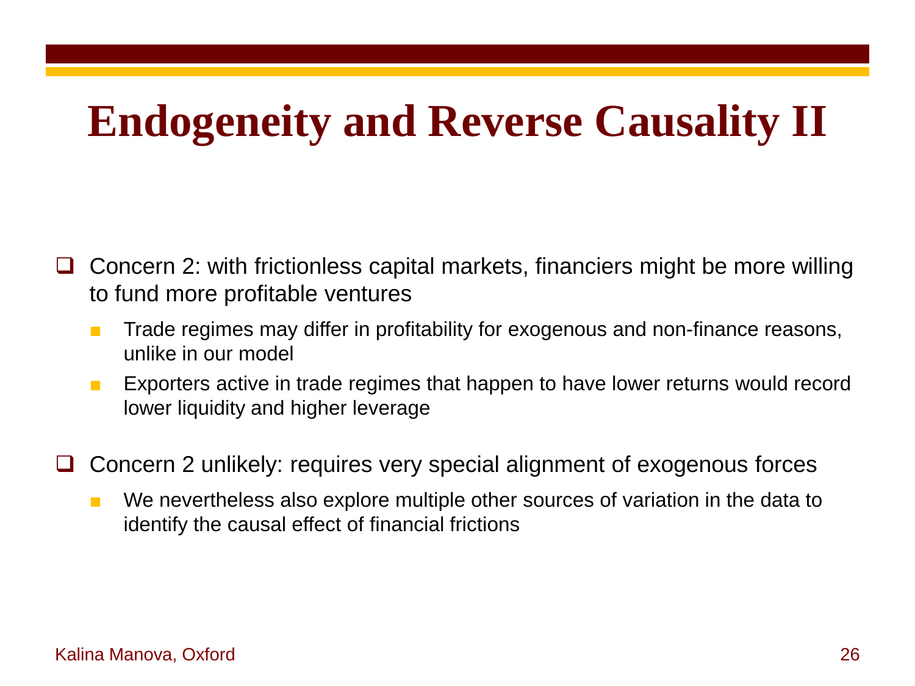# Endogeneity and Reverse Causality II

- Concern 2: with frictionless capital markets, financiers might be more willing to fund more profitable ventures
  - Trade regimes may differ in profitability for exogenous and non-finance reasons, unlike in our model
  - Exporters active in trade regimes that happen to have lower returns would record lower liquidity and higher leverage
- Concern 2 unlikely: requires very special alignment of exogenous forces
  - We nevertheless also explore multiple other sources of variation in the data to identify the causal effect of financial frictions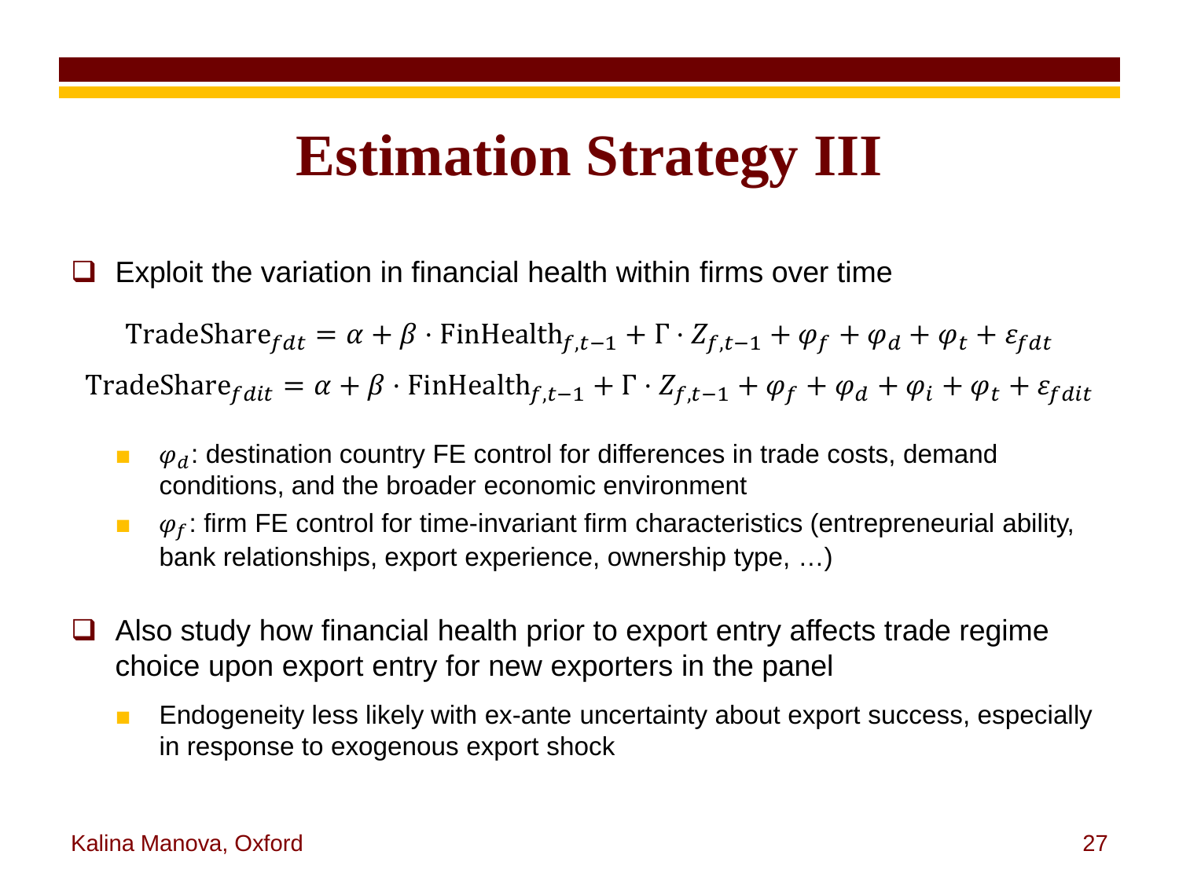# Estimation Strategy III

- Exploit the variation in financial health within firms over time

$$\text{TradeShare}_{fdt} = \alpha + \beta \cdot \text{FinHealth}_{f,t-1} + \Gamma \cdot Z_{f,t-1} + \varphi_f + \varphi_d + \varphi_t + \varepsilon_{fdt}$$

$$\text{TradeShare}_{fdit} = \alpha + \beta \cdot \text{FinHealth}_{f,t-1} + \Gamma \cdot Z_{f,t-1} + \varphi_f + \varphi_d + \varphi_i + \varphi_t + \varepsilon_{fdit}$$

  - $\varphi_d$: destination country FE control for differences in trade costs, demand conditions, and the broader economic environment
  - $\varphi_f$: firm FE control for time-invariant firm characteristics (entrepreneurial ability, bank relationships, export experience, ownership type, …)

- Also study how financial health prior to export entry affects trade regime choice upon export entry for new exporters in the panel
  - Endogeneity less likely with ex-ante uncertainty about export success, especially in response to exogenous export shock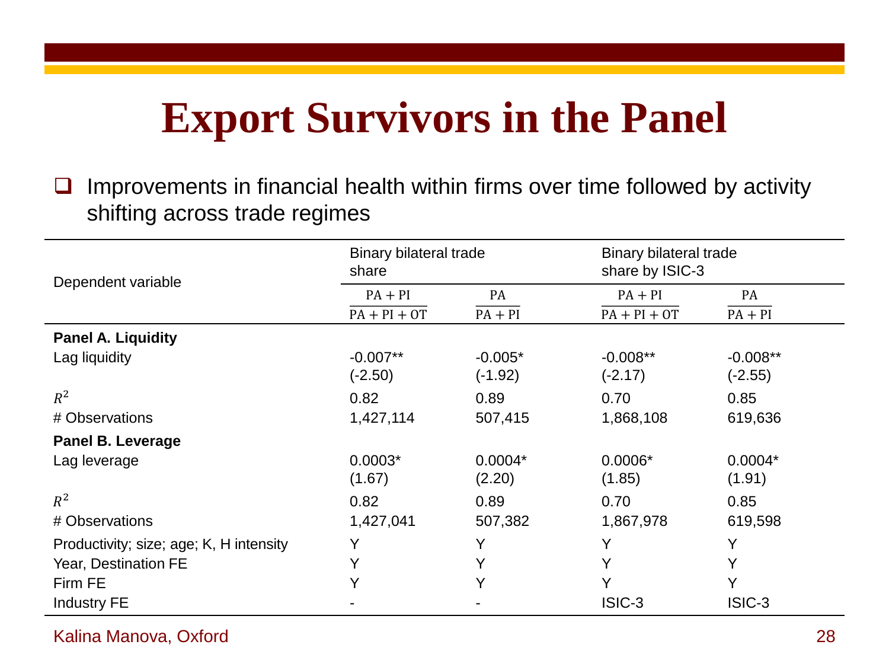# Export Survivors in the Panel

- Improvements in financial health within firms over time followed by activity shifting across trade regimes

| Dependent variable | Binary bilateral trade share | | Binary bilateral trade share by ISIC-3 | |
|---|---|---|---|---|
| | $\frac{PA+PI}{PA+PI+OT}$ | $\frac{PA}{PA+PI}$ | $\frac{PA+PI}{PA+PI+OT}$ | $\frac{PA}{PA+PI}$ |
| **Panel A. Liquidity** | | | | |
| Lag liquidity | -0.007** | -0.005* | -0.008** | -0.008** |
| | (-2.50) | (-1.92) | (-2.17) | (-2.55) |
| $R^2$ | 0.82 | 0.89 | 0.70 | 0.85 |
| # Observations | 1,427,114 | 507,415 | 1,868,108 | 619,636 |
| **Panel B. Leverage** | | | | |
| Lag leverage | 0.0003* | 0.0004* | 0.0006* | 0.0004* |
| | (1.67) | (2.20) | (1.85) | (1.91) |
| $R^2$ | 0.82 | 0.89 | 0.70 | 0.85 |
| # Observations | 1,427,041 | 507,382 | 1,867,978 | 619,598 |
| Productivity; size; age; K, H intensity | Y | Y | Y | Y |
| Year, Destination FE | Y | Y | Y | Y |
| Firm FE | Y | Y | Y | Y |
| Industry FE | - | - | ISIC-3 | ISIC-3 |

Kalina Manova, Oxford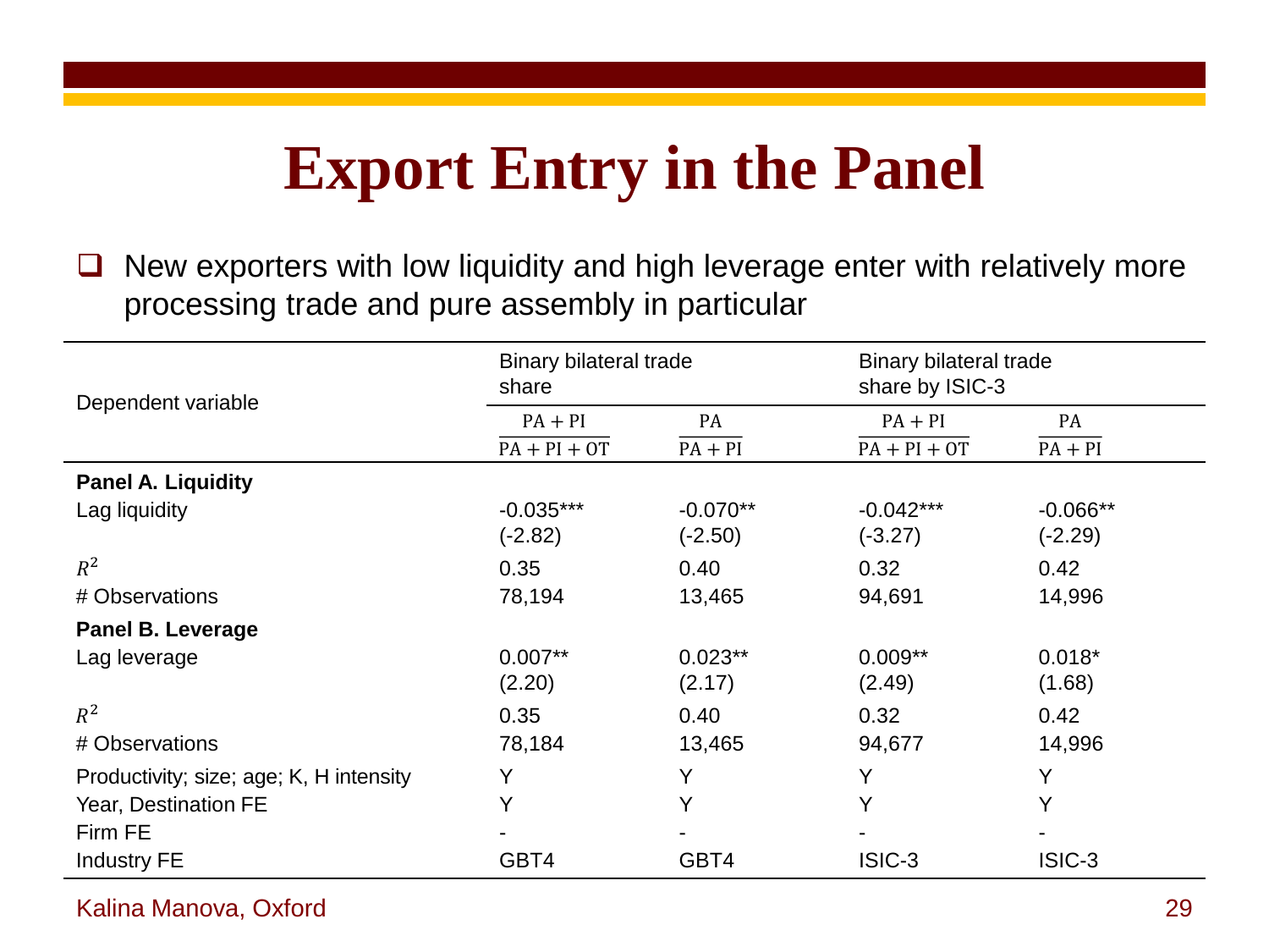# Export Entry in the Panel

- New exporters with low liquidity and high leverage enter with relatively more processing trade and pure assembly in particular

| Dependent variable | Binary bilateral trade share | | Binary bilateral trade share by ISIC-3 | |
|---|---|---|---|---|
| | $\frac{PA+PI}{PA+PI+OT}$ | $\frac{PA}{PA+PI}$ | $\frac{PA+PI}{PA+PI+OT}$ | $\frac{PA}{PA+PI}$ |
| **Panel A. Liquidity** | | | | |
| Lag liquidity | -0.035*** | -0.070** | -0.042*** | -0.066** |
| | (-2.82) | (-2.50) | (-3.27) | (-2.29) |
| $R^2$ | 0.35 | 0.40 | 0.32 | 0.42 |
| # Observations | 78,194 | 13,465 | 94,691 | 14,996 |
| **Panel B. Leverage** | | | | |
| Lag leverage | 0.007** | 0.023** | 0.009** | 0.018* |
| | (2.20) | (2.17) | (2.49) | (1.68) |
| $R^2$ | 0.35 | 0.40 | 0.32 | 0.42 |
| # Observations | 78,184 | 13,465 | 94,677 | 14,996 |
| Productivity; size; age; K, H intensity | Y | Y | Y | Y |
| Year, Destination FE | Y | Y | Y | Y |
| Firm FE | - | - | - | - |
| Industry FE | GBT4 | GBT4 | ISIC-3 | ISIC-3 |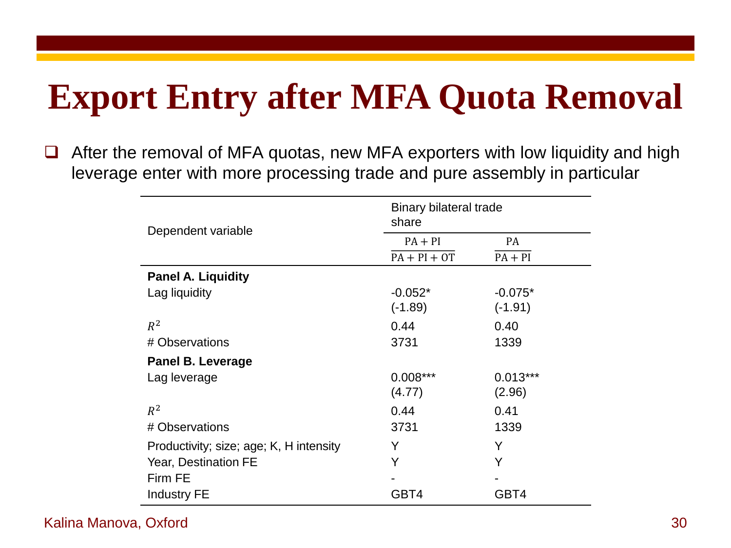# Export Entry after MFA Quota Removal

- After the removal of MFA quotas, new MFA exporters with low liquidity and high leverage enter with more processing trade and pure assembly in particular

| Dependent variable | Binary bilateral trade share | |
|---|---|---|
| | $\frac{PA+PI}{PA+PI+OT}$ | $\frac{PA}{PA+PI}$ |
| **Panel A. Liquidity** | | |
| Lag liquidity | -0.052* | -0.075* |
| | (-1.89) | (-1.91) |
| $R^2$ | 0.44 | 0.40 |
| # Observations | 3731 | 1339 |
| **Panel B. Leverage** | | |
| Lag leverage | 0.008*** | 0.013*** |
| | (4.77) | (2.96) |
| $R^2$ | 0.44 | 0.41 |
| # Observations | 3731 | 1339 |
| Productivity; size; age; K, H intensity | Y | Y |
| Year, Destination FE | Y | Y |
| Firm FE | - | - |
| Industry FE | GBT4 | GBT4 |

Kalina Manova, Oxford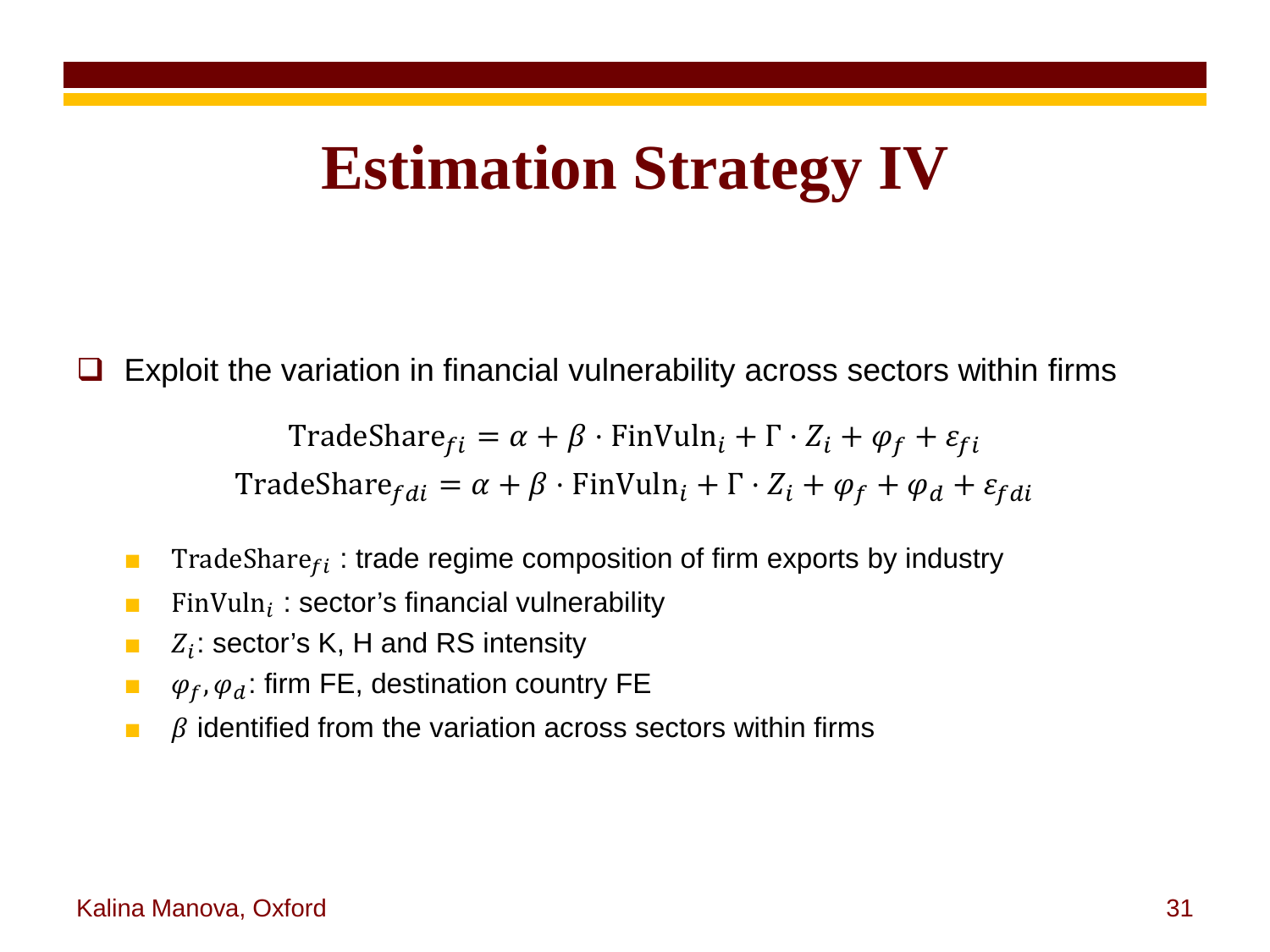# Estimation Strategy IV

- Exploit the variation in financial vulnerability across sectors within firms

$$\text{TradeShare}_{fi} = \alpha + \beta \cdot \text{FinVuln}_i + \Gamma \cdot Z_i + \varphi_f + \varepsilon_{fi}$$

$$\text{TradeShare}_{fdi} = \alpha + \beta \cdot \text{FinVuln}_i + \Gamma \cdot Z_i + \varphi_f + \varphi_d + \varepsilon_{fdi}$$

  - $\text{TradeShare}_{fi}$ : trade regime composition of firm exports by industry
  - $\text{FinVuln}_i$ : sector's financial vulnerability
  - $Z_i$: sector's K, H and RS intensity
  - $\varphi_f, \varphi_d$: firm FE, destination country FE
  - $\beta$ identified from the variation across sectors within firms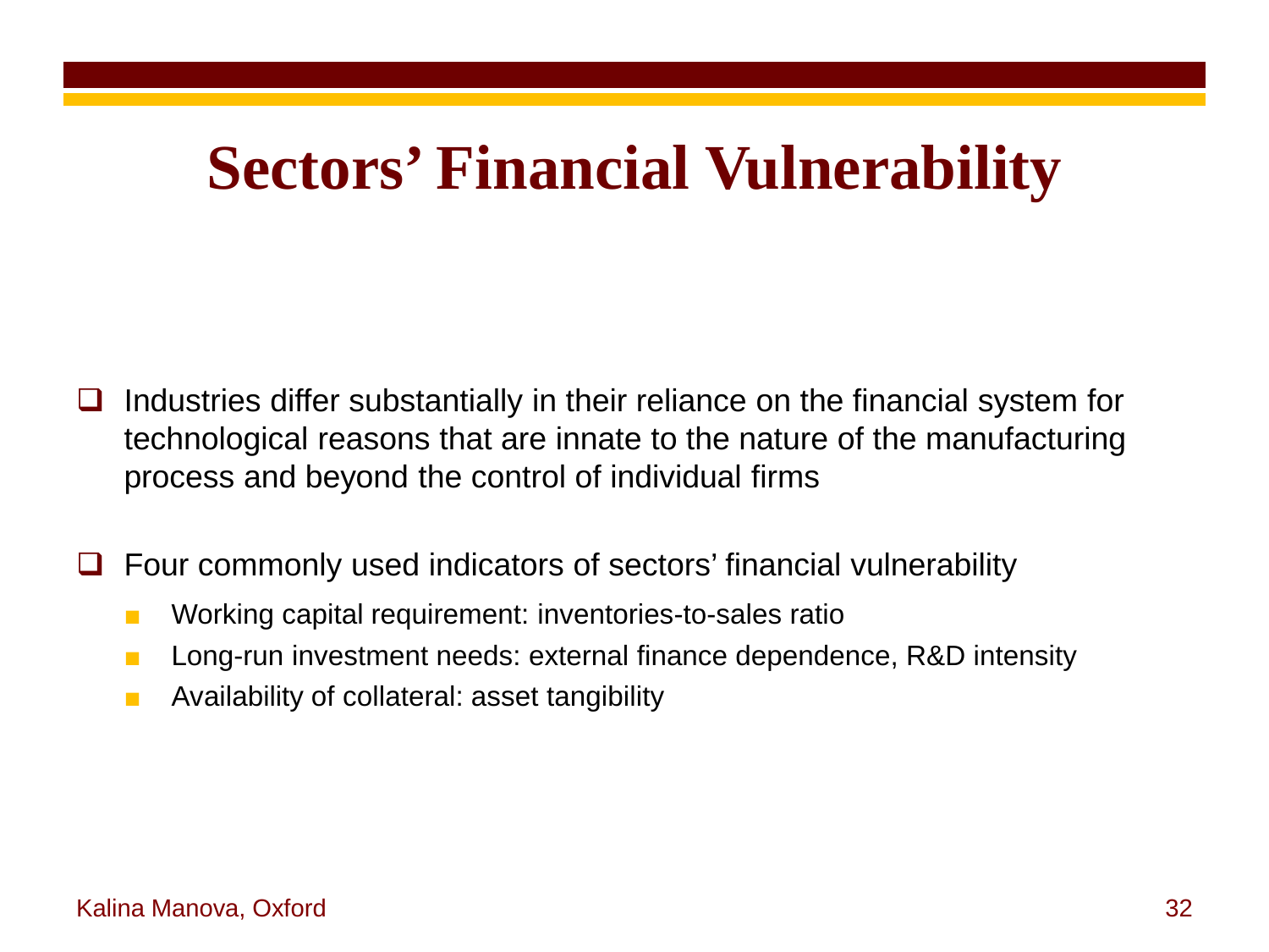# Sectors' Financial Vulnerability

- Industries differ substantially in their reliance on the financial system for technological reasons that are innate to the nature of the manufacturing process and beyond the control of individual firms

- Four commonly used indicators of sectors' financial vulnerability
  - Working capital requirement: inventories-to-sales ratio
  - Long-run investment needs: external finance dependence, R&D intensity
  - Availability of collateral: asset tangibility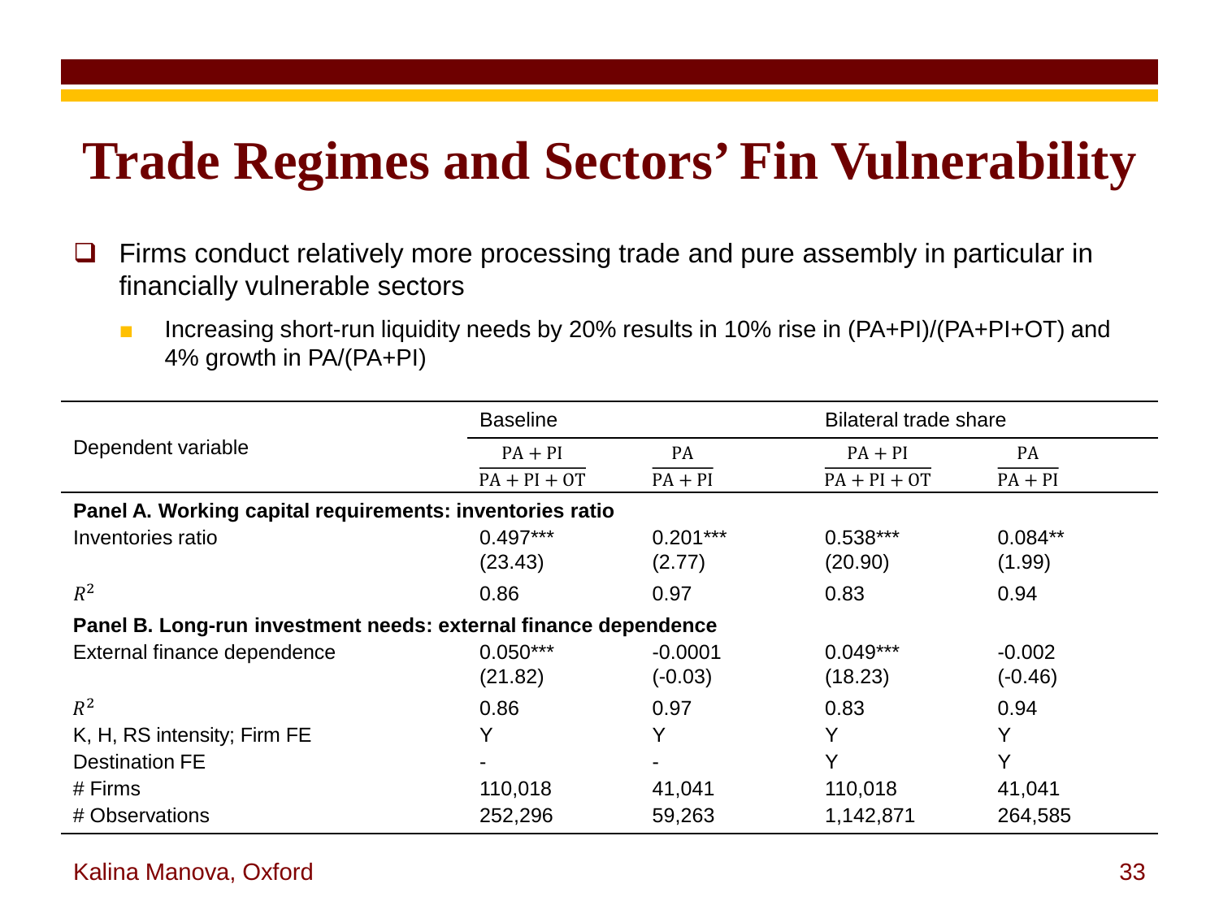# Trade Regimes and Sectors' Fin Vulnerability

- Firms conduct relatively more processing trade and pure assembly in particular in financially vulnerable sectors
  - Increasing short-run liquidity needs by 20% results in 10% rise in (PA+PI)/(PA+PI+OT) and 4% growth in PA/(PA+PI)

| Dependent variable | Baseline | | Bilateral trade share | |
|---|---|---|---|---|
| | $\frac{PA + PI}{PA + PI + OT}$ | $\frac{PA}{PA + PI}$ | $\frac{PA + PI}{PA + PI + OT}$ | $\frac{PA}{PA + PI}$ |
| **Panel A. Working capital requirements: inventories ratio** | | | | |
| Inventories ratio | 0.497*** | 0.201*** | 0.538*** | 0.084** |
| | (23.43) | (2.77) | (20.90) | (1.99) |
| $R^2$ | 0.86 | 0.97 | 0.83 | 0.94 |
| **Panel B. Long-run investment needs: external finance dependence** | | | | |
| External finance dependence | 0.050*** | -0.0001 | 0.049*** | -0.002 |
| | (21.82) | (-0.03) | (18.23) | (-0.46) |
| $R^2$ | 0.86 | 0.97 | 0.83 | 0.94 |
| K, H, RS intensity; Firm FE | Y | Y | Y | Y |
| Destination FE | - | - | Y | Y |
| # Firms | 110,018 | 41,041 | 110,018 | 41,041 |
| # Observations | 252,296 | 59,263 | 1,142,871 | 264,585 |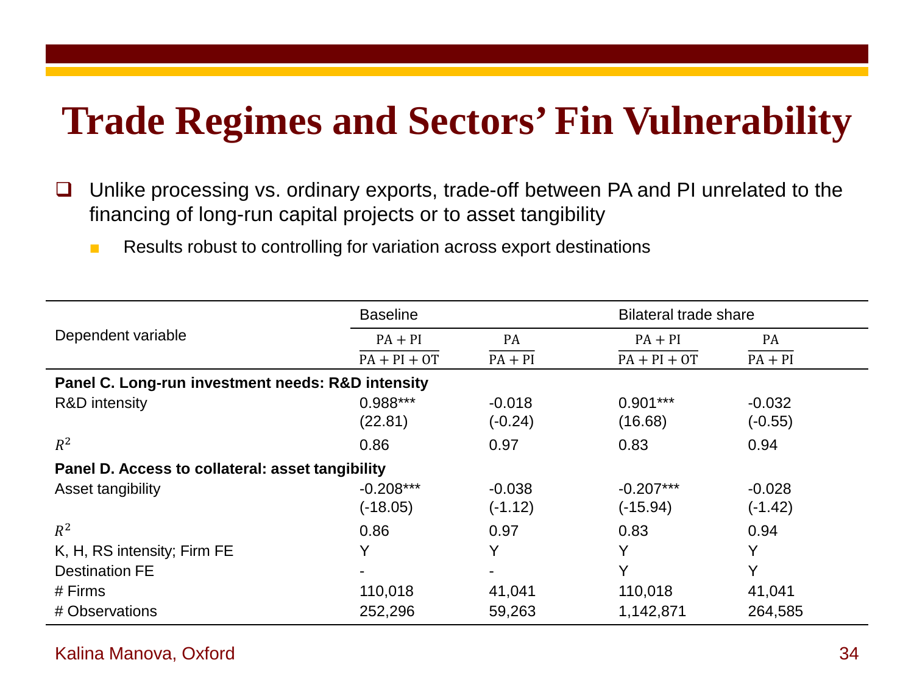# Trade Regimes and Sectors' Fin Vulnerability

- Unlike processing vs. ordinary exports, trade-off between PA and PI unrelated to the financing of long-run capital projects or to asset tangibility
  - Results robust to controlling for variation across export destinations

| Dependent variable | Baseline | | Bilateral trade share | |
|---|---|---|---|---|
| | $\frac{PA+PI}{PA+PI+OT}$ | $\frac{PA}{PA+PI}$ | $\frac{PA+PI}{PA+PI+OT}$ | $\frac{PA}{PA+PI}$ |
| **Panel C. Long-run investment needs: R&D intensity** | | | | |
| R&D intensity | 0.988*** | -0.018 | 0.901*** | -0.032 |
| | (22.81) | (-0.24) | (16.68) | (-0.55) |
| $R^2$ | 0.86 | 0.97 | 0.83 | 0.94 |
| **Panel D. Access to collateral: asset tangibility** | | | | |
| Asset tangibility | -0.208*** | -0.038 | -0.207*** | -0.028 |
| | (-18.05) | (-1.12) | (-15.94) | (-1.42) |
| $R^2$ | 0.86 | 0.97 | 0.83 | 0.94 |
| K, H, RS intensity; Firm FE | Y | Y | Y | Y |
| Destination FE | - | - | Y | Y |
| # Firms | 110,018 | 41,041 | 110,018 | 41,041 |
| # Observations | 252,296 | 59,263 | 1,142,871 | 264,585 |

Kalina Manova, Oxford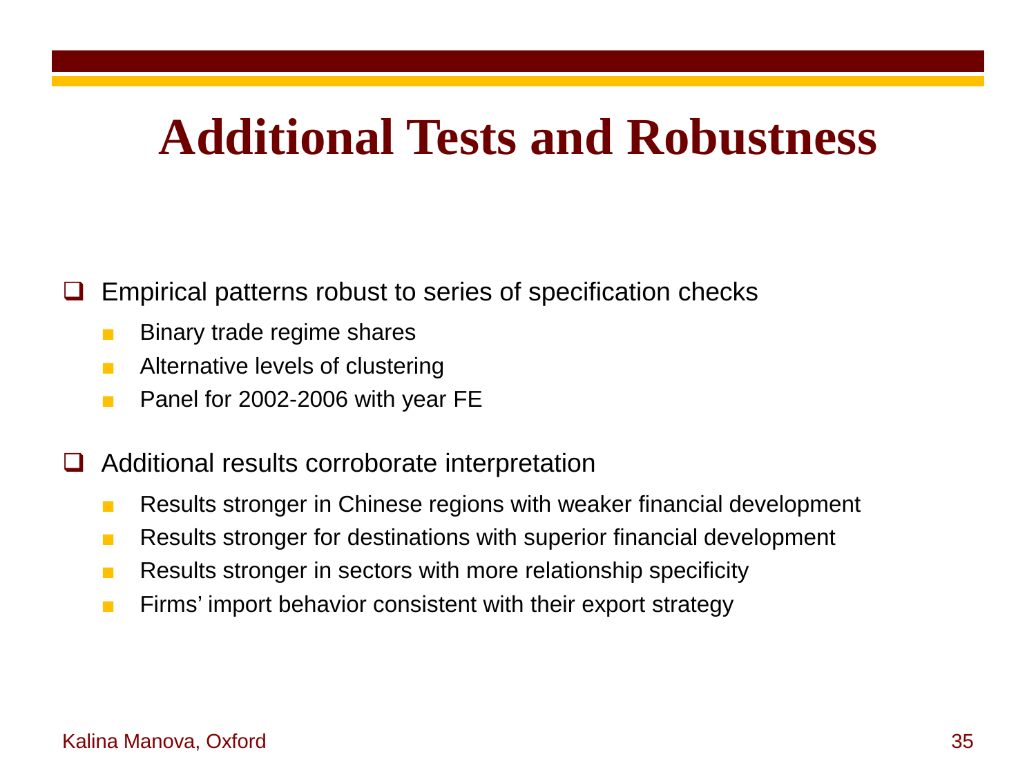# Additional Tests and Robustness

- Empirical patterns robust to series of specification checks
  - Binary trade regime shares
  - Alternative levels of clustering
  - Panel for 2002-2006 with year FE

- Additional results corroborate interpretation
  - Results stronger in Chinese regions with weaker financial development
  - Results stronger for destinations with superior financial development
  - Results stronger in sectors with more relationship specificity
  - Firms' import behavior consistent with their export strategy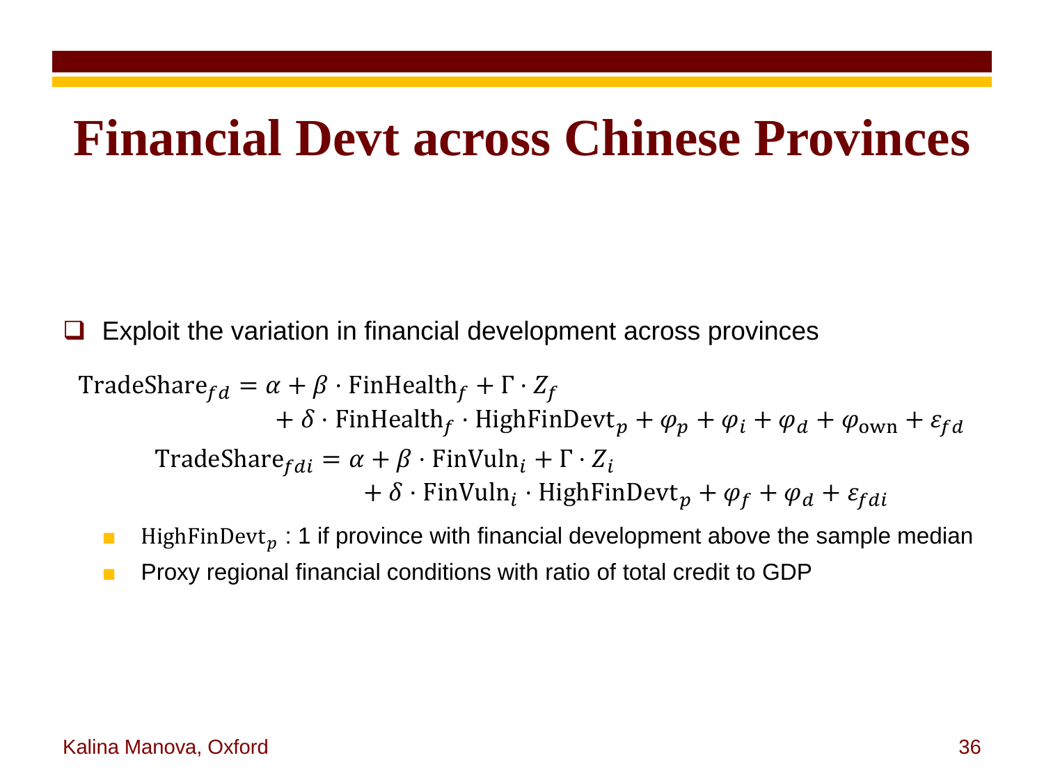# Financial Devt across Chinese Provinces

- Exploit the variation in financial development across provinces

$$
\begin{aligned}
\text{TradeShare}_{fd} = \alpha + \beta \cdot \text{FinHealth}_f + \Gamma \cdot Z_f \\
+ \delta \cdot \text{FinHealth}_f \cdot \text{HighFinDevt}_p + \varphi_p + \varphi_i + \varphi_d + \varphi_{\text{own}} + \varepsilon_{fd}
\end{aligned}
$$

$$
\begin{aligned}
\text{TradeShare}_{fdi} = \alpha + \beta \cdot \text{FinVuln}_i + \Gamma \cdot Z_i \\
+ \delta \cdot \text{FinVuln}_i \cdot \text{HighFinDevt}_p + \varphi_f + \varphi_d + \varepsilon_{fdi}
\end{aligned}
$$

  - $\text{HighFinDevt}_p$ : 1 if province with financial development above the sample median
  - Proxy regional financial conditions with ratio of total credit to GDP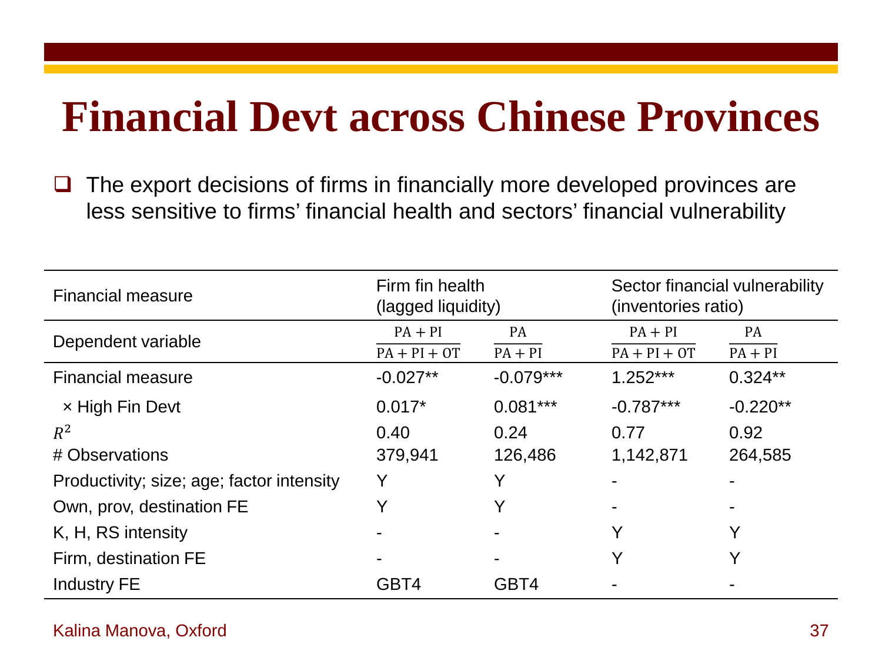# Financial Devt across Chinese Provinces

- The export decisions of firms in financially more developed provinces are less sensitive to firms' financial health and sectors' financial vulnerability

| Financial measure | Firm fin health (lagged liquidity) | | Sector financial vulnerability (inventories ratio) | |
|---|---|---|---|---|
| Dependent variable | $\frac{PA + PI}{PA + PI + OT}$ | $\frac{PA}{PA + PI}$ | $\frac{PA + PI}{PA + PI + OT}$ | $\frac{PA}{PA + PI}$ |
| Financial measure | -0.027** | -0.079*** | 1.252*** | 0.324** |
| × High Fin Devt | 0.017* | 0.081*** | -0.787*** | -0.220** |
| $R^2$ | 0.40 | 0.24 | 0.77 | 0.92 |
| # Observations | 379,941 | 126,486 | 1,142,871 | 264,585 |
| Productivity; size; age; factor intensity | Y | Y | - | - |
| Own, prov, destination FE | Y | Y | - | - |
| K, H, RS intensity | - | - | Y | Y |
| Firm, destination FE | - | - | Y | Y |
| Industry FE | GBT4 | GBT4 | - | - |

Kalina Manova, Oxford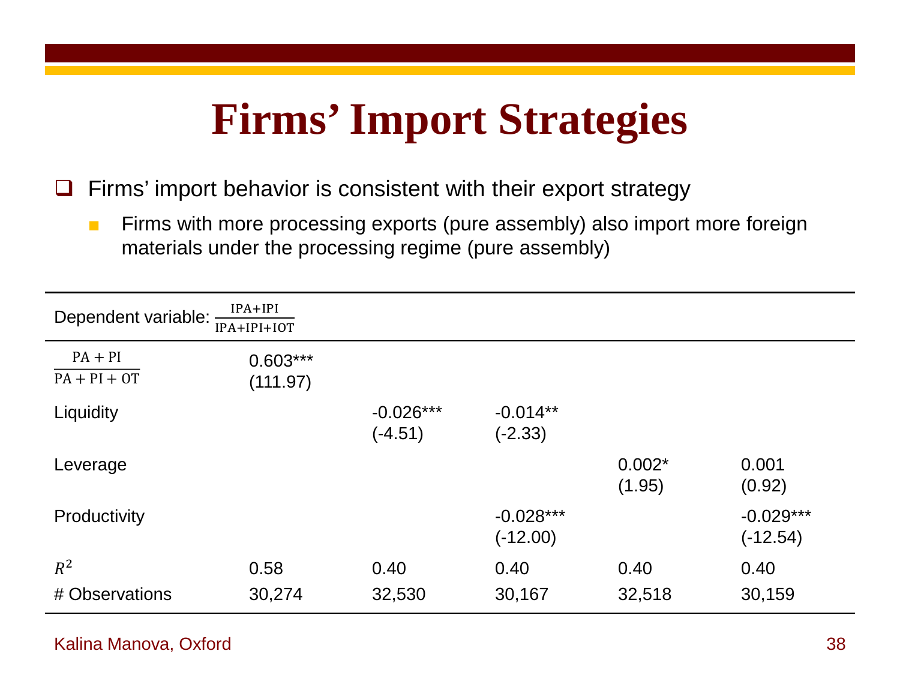# Firms' Import Strategies

- Firms' import behavior is consistent with their export strategy
  - Firms with more processing exports (pure assembly) also import more foreign materials under the processing regime (pure assembly)

| Dependent variable: $\frac{\text{IPA+IPI}}{\text{IPA+IPI+IOT}}$ | | | | | |
|---|---|---|---|---|---|
| $\frac{\text{PA + PI}}{\text{PA + PI + OT}}$ | 0.603*** (111.97) | | | | |
| Liquidity | | -0.026*** (-4.51) | -0.014** (-2.33) | | |
| Leverage | | | | 0.002* (1.95) | 0.001 (0.92) |
| Productivity | | | -0.028*** (-12.00) | | -0.029*** (-12.54) |
| $R^2$ | 0.58 | 0.40 | 0.40 | 0.40 | 0.40 |
| # Observations | 30,274 | 32,530 | 30,167 | 32,518 | 30,159 |

Kalina Manova, Oxford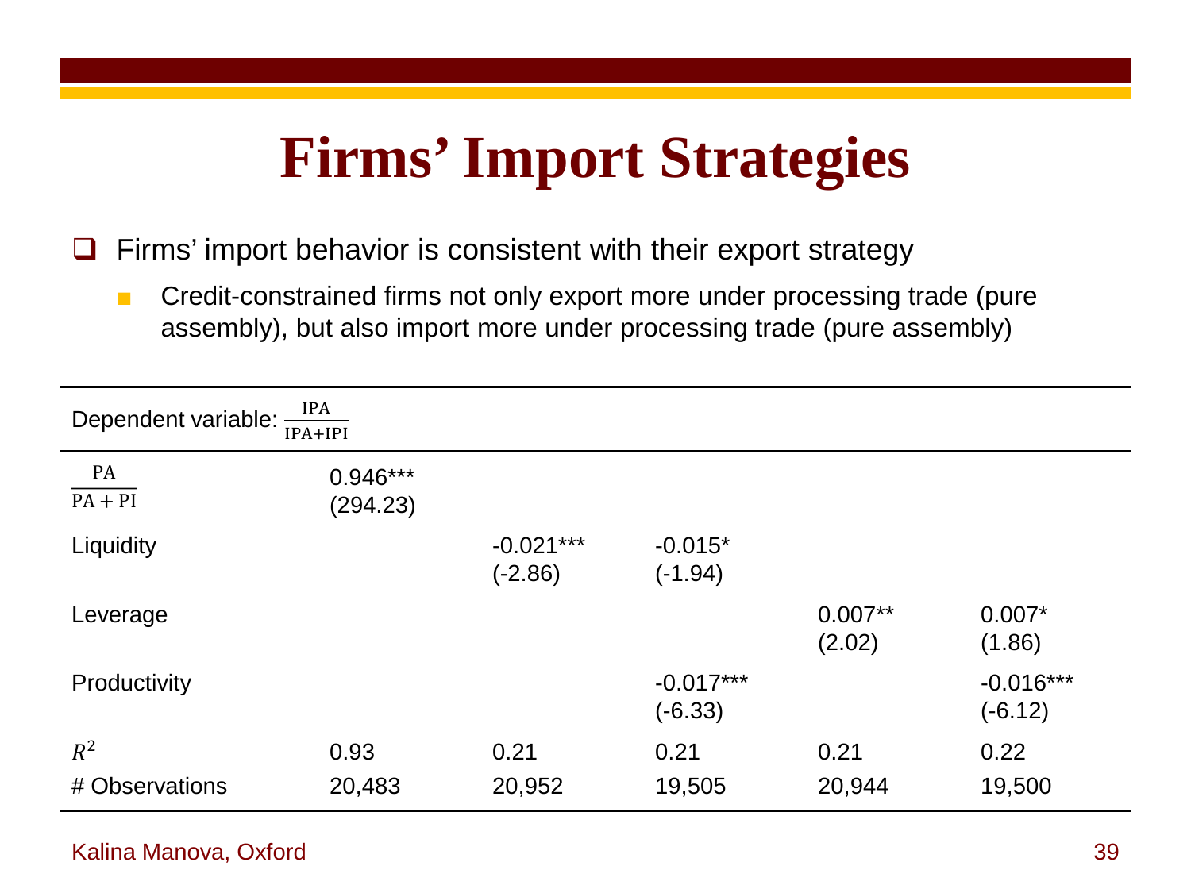# Firms' Import Strategies

- Firms' import behavior is consistent with their export strategy
  - Credit-constrained firms not only export more under processing trade (pure assembly), but also import more under processing trade (pure assembly)

| Dependent variable: $\frac{IPA}{IPA+IPI}$ | | | | | |
|---|---|---|---|---|---|
| $\frac{PA}{PA+PI}$ | 0.946***<br>(294.23) | | | | |
| Liquidity | | -0.021***<br>(-2.86) | -0.015*<br>(-1.94) | | |
| Leverage | | | | 0.007**<br>(2.02) | 0.007*<br>(1.86) |
| Productivity | | | -0.017***<br>(-6.33) | | -0.016***<br>(-6.12) |
| $R^2$ | 0.93 | 0.21 | 0.21 | 0.21 | 0.22 |
| # Observations | 20,483 | 20,952 | 19,505 | 20,944 | 19,500 |

Kalina Manova, Oxford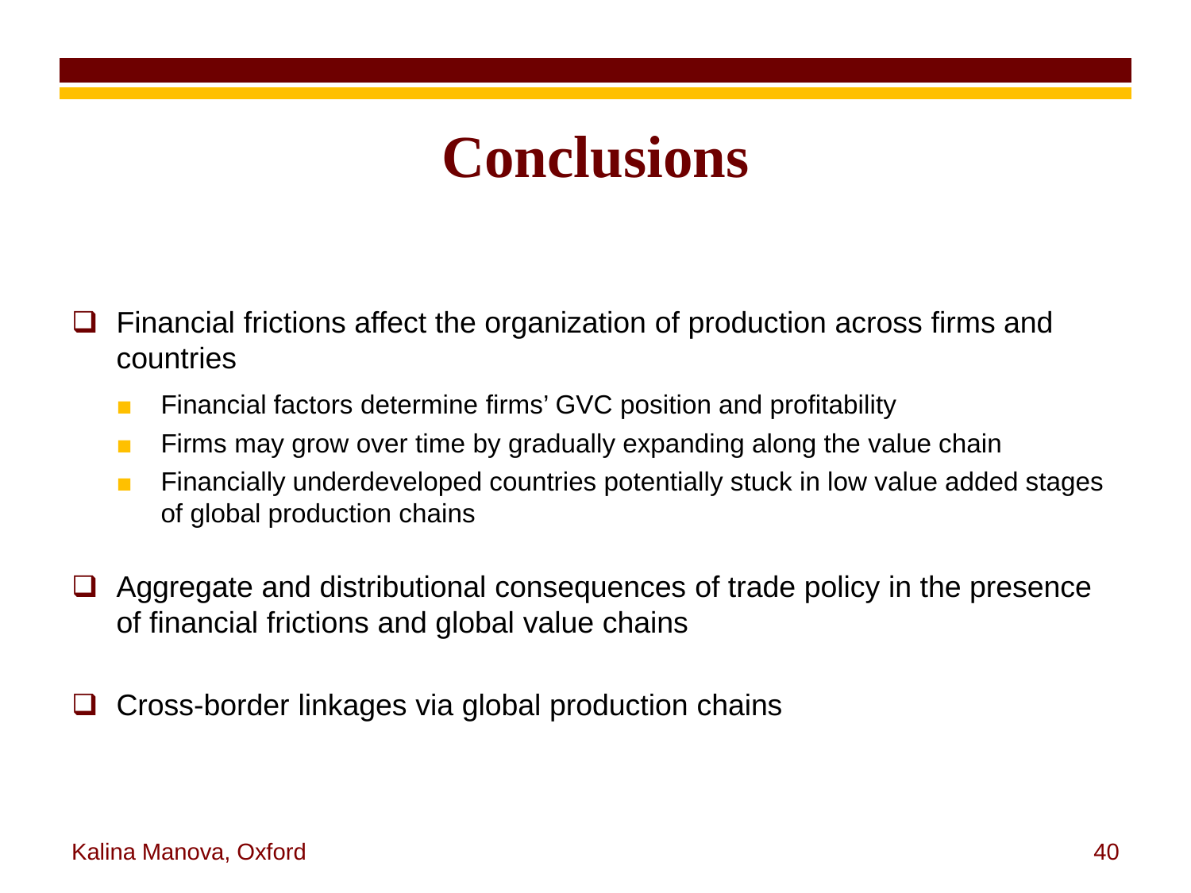# Conclusions

- Financial frictions affect the organization of production across firms and countries
  - Financial factors determine firms' GVC position and profitability
  - Firms may grow over time by gradually expanding along the value chain
  - Financially underdeveloped countries potentially stuck in low value added stages of global production chains
- Aggregate and distributional consequences of trade policy in the presence of financial frictions and global value chains
- Cross-border linkages via global production chains